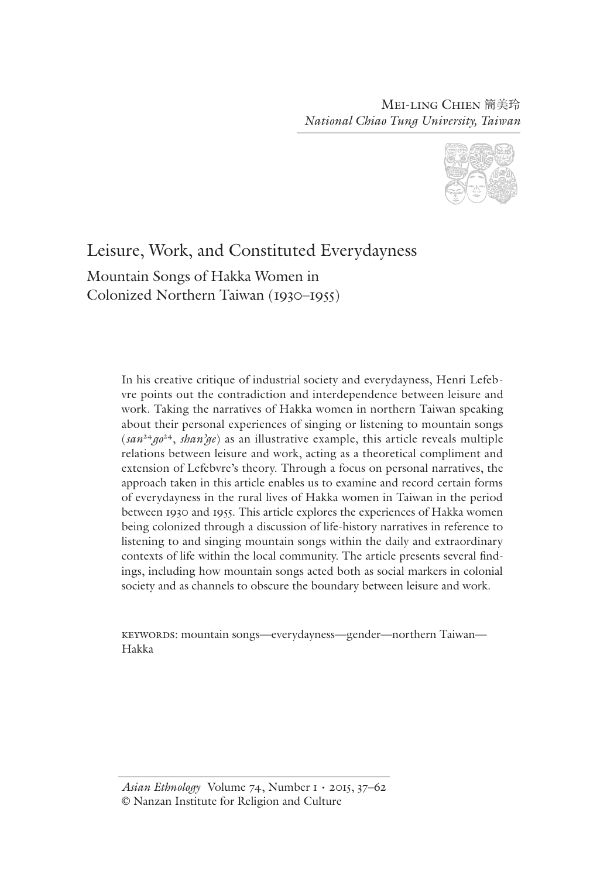Mei-ling Chien 簡美玲
*National Chiao Tung University, Taiwan*

# Leisure, Work, and Constituted Everydayness

## Mountain Songs of Hakka Women in Colonized Northern Taiwan (1930–1955)

In his creative critique of industrial society and everydayness, Henri Lefebvre points out the contradiction and interdependence between leisure and work. Taking the narratives of Hakka women in northern Taiwan speaking about their personal experiences of singing or listening to mountain songs (*san*[24]*go*[24], *shan'ge*) as an illustrative example, this article reveals multiple relations between leisure and work, acting as a theoretical compliment and extension of Lefebvre's theory. Through a focus on personal narratives, the approach taken in this article enables us to examine and record certain forms of everydayness in the rural lives of Hakka women in Taiwan in the period between 1930 and 1955. This article explores the experiences of Hakka women being colonized through a discussion of life-history narratives in reference to listening to and singing mountain songs within the daily and extraordinary contexts of life within the local community. The article presents several findings, including how mountain songs acted both as social markers in colonial society and as channels to obscure the boundary between leisure and work.

KEYWORDS: mountain songs—everydayness—gender—northern Taiwan—Hakka

*Asian Ethnology* Volume 74, Number 1 • 2015, 37–62
© Nanzan Institute for Religion and Culture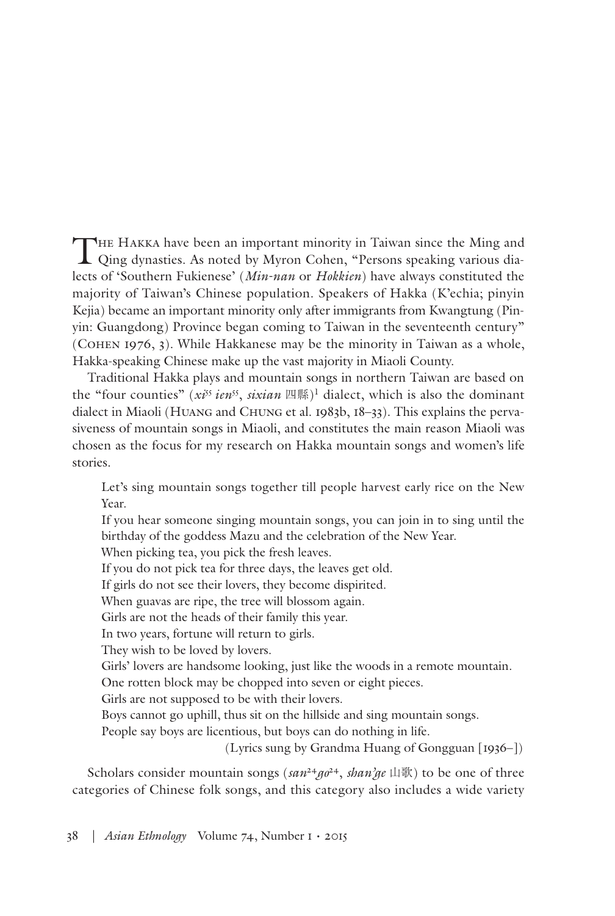The Hakka have been an important minority in Taiwan since the Ming and Qing dynasties. As noted by Myron Cohen, "Persons speaking various dialects of 'Southern Fukienese' (*Min-nan* or *Hokkien*) have always constituted the majority of Taiwan's Chinese population. Speakers of Hakka (K'echia; pinyin Kejia) became an important minority only after immigrants from Kwangtung (Pinyin: Guangdong) Province began coming to Taiwan in the seventeenth century" (Cohen 1976, 3). While Hakkanese may be the minority in Taiwan as a whole, Hakka-speaking Chinese make up the vast majority in Miaoli County.

Traditional Hakka plays and mountain songs in northern Taiwan are based on the "four counties" (*xi*[55] *ien*[55], *sixian* 四縣)[1] dialect, which is also the dominant dialect in Miaoli (Huang and Chung et al. 1983b, 18–33). This explains the pervasiveness of mountain songs in Miaoli, and constitutes the main reason Miaoli was chosen as the focus for my research on Hakka mountain songs and women's life stories.

> Let's sing mountain songs together till people harvest early rice on the New Year.
> If you hear someone singing mountain songs, you can join in to sing until the birthday of the goddess Mazu and the celebration of the New Year.
> When picking tea, you pick the fresh leaves.
> If you do not pick tea for three days, the leaves get old.
> If girls do not see their lovers, they become dispirited.
> When guavas are ripe, the tree will blossom again.
> Girls are not the heads of their family this year.
> In two years, fortune will return to girls.
> They wish to be loved by lovers.
> Girls' lovers are handsome looking, just like the woods in a remote mountain.
> One rotten block may be chopped into seven or eight pieces.
> Girls are not supposed to be with their lovers.
> Boys cannot go uphill, thus sit on the hillside and sing mountain songs.
> People say boys are licentious, but boys can do nothing in life.
>
> (Lyrics sung by Grandma Huang of Gongguan [1936–])

Scholars consider mountain songs (*san*[24]*go*[24], *shan'ge* 山歌) to be one of three categories of Chinese folk songs, and this category also includes a wide variety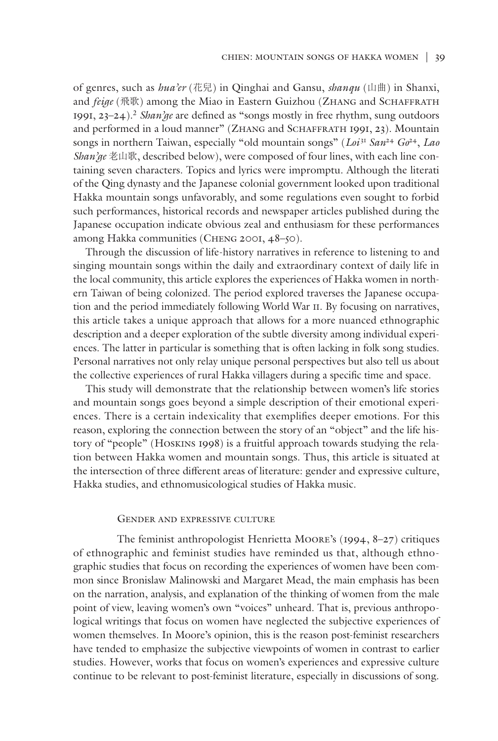of genres, such as *hua'er* (花兒) in Qinghai and Gansu, *shanqu* (山曲) in Shanxi, and *feige* (飛歌) among the Miao in Eastern Guizhou (Zhang and Schaffrath 1991, 23–24).[2] *Shan'ge* are defined as "songs mostly in free rhythm, sung outdoors and performed in a loud manner" (Zhang and Schaffrath 1991, 23). Mountain songs in northern Taiwan, especially "old mountain songs" (*Loi*[31] *San*[24] *Go*[24], *Lao Shan'ge* 老山歌, described below), were composed of four lines, with each line containing seven characters. Topics and lyrics were impromptu. Although the literati of the Qing dynasty and the Japanese colonial government looked upon traditional Hakka mountain songs unfavorably, and some regulations even sought to forbid such performances, historical records and newspaper articles published during the Japanese occupation indicate obvious zeal and enthusiasm for these performances among Hakka communities (Cheng 2001, 48–50).

Through the discussion of life-history narratives in reference to listening to and singing mountain songs within the daily and extraordinary context of daily life in the local community, this article explores the experiences of Hakka women in northern Taiwan of being colonized. The period explored traverses the Japanese occupation and the period immediately following World War II. By focusing on narratives, this article takes a unique approach that allows for a more nuanced ethnographic description and a deeper exploration of the subtle diversity among individual experiences. The latter in particular is something that is often lacking in folk song studies. Personal narratives not only relay unique personal perspectives but also tell us about the collective experiences of rural Hakka villagers during a specific time and space.

This study will demonstrate that the relationship between women's life stories and mountain songs goes beyond a simple description of their emotional experiences. There is a certain indexicality that exemplifies deeper emotions. For this reason, exploring the connection between the story of an "object" and the life history of "people" (Hoskins 1998) is a fruitful approach towards studying the relation between Hakka women and mountain songs. Thus, this article is situated at the intersection of three different areas of literature: gender and expressive culture, Hakka studies, and ethnomusicological studies of Hakka music.

## Gender and expressive culture

The feminist anthropologist Henrietta Moore's (1994, 8–27) critiques of ethnographic and feminist studies have reminded us that, although ethnographic studies that focus on recording the experiences of women have been common since Bronislaw Malinowski and Margaret Mead, the main emphasis has been on the narration, analysis, and explanation of the thinking of women from the male point of view, leaving women's own "voices" unheard. That is, previous anthropological writings that focus on women have neglected the subjective experiences of women themselves. In Moore's opinion, this is the reason post-feminist researchers have tended to emphasize the subjective viewpoints of women in contrast to earlier studies. However, works that focus on women's experiences and expressive culture continue to be relevant to post-feminist literature, especially in discussions of song.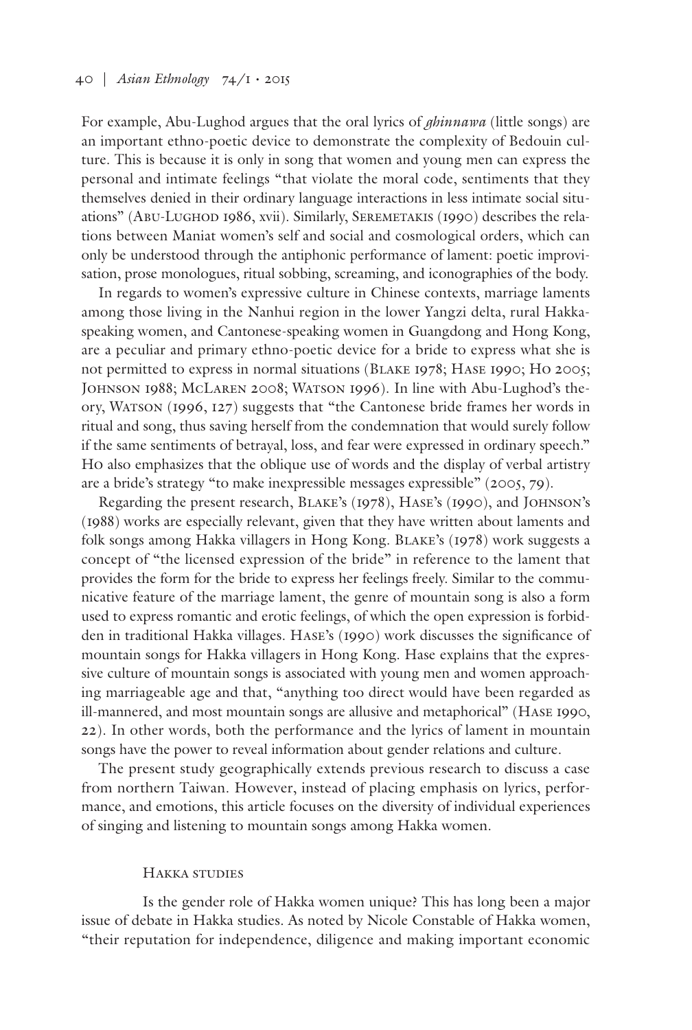For example, Abu-Lughod argues that the oral lyrics of *ghinnawa* (little songs) are an important ethno-poetic device to demonstrate the complexity of Bedouin culture. This is because it is only in song that women and young men can express the personal and intimate feelings "that violate the moral code, sentiments that they themselves denied in their ordinary language interactions in less intimate social situations" (Abu-Lughod 1986, xvii). Similarly, Seremetakis (1990) describes the relations between Maniat women's self and social and cosmological orders, which can only be understood through the antiphonic performance of lament: poetic improvisation, prose monologues, ritual sobbing, screaming, and iconographies of the body.

In regards to women's expressive culture in Chinese contexts, marriage laments among those living in the Nanhui region in the lower Yangzi delta, rural Hakka-speaking women, and Cantonese-speaking women in Guangdong and Hong Kong, are a peculiar and primary ethno-poetic device for a bride to express what she is not permitted to express in normal situations (Blake 1978; Hase 1990; Ho 2005; Johnson 1988; McLaren 2008; Watson 1996). In line with Abu-Lughod's theory, Watson (1996, 127) suggests that "the Cantonese bride frames her words in ritual and song, thus saving herself from the condemnation that would surely follow if the same sentiments of betrayal, loss, and fear were expressed in ordinary speech." Ho also emphasizes that the oblique use of words and the display of verbal artistry are a bride's strategy "to make inexpressible messages expressible" (2005, 79).

Regarding the present research, Blake's (1978), Hase's (1990), and Johnson's (1988) works are especially relevant, given that they have written about laments and folk songs among Hakka villagers in Hong Kong. Blake's (1978) work suggests a concept of "the licensed expression of the bride" in reference to the lament that provides the form for the bride to express her feelings freely. Similar to the communicative feature of the marriage lament, the genre of mountain song is also a form used to express romantic and erotic feelings, of which the open expression is forbidden in traditional Hakka villages. Hase's (1990) work discusses the significance of mountain songs for Hakka villagers in Hong Kong. Hase explains that the expressive culture of mountain songs is associated with young men and women approaching marriageable age and that, "anything too direct would have been regarded as ill-mannered, and most mountain songs are allusive and metaphorical" (Hase 1990, 22). In other words, both the performance and the lyrics of lament in mountain songs have the power to reveal information about gender relations and culture.

The present study geographically extends previous research to discuss a case from northern Taiwan. However, instead of placing emphasis on lyrics, performance, and emotions, this article focuses on the diversity of individual experiences of singing and listening to mountain songs among Hakka women.

## Hakka studies

Is the gender role of Hakka women unique? This has long been a major issue of debate in Hakka studies. As noted by Nicole Constable of Hakka women, "their reputation for independence, diligence and making important economic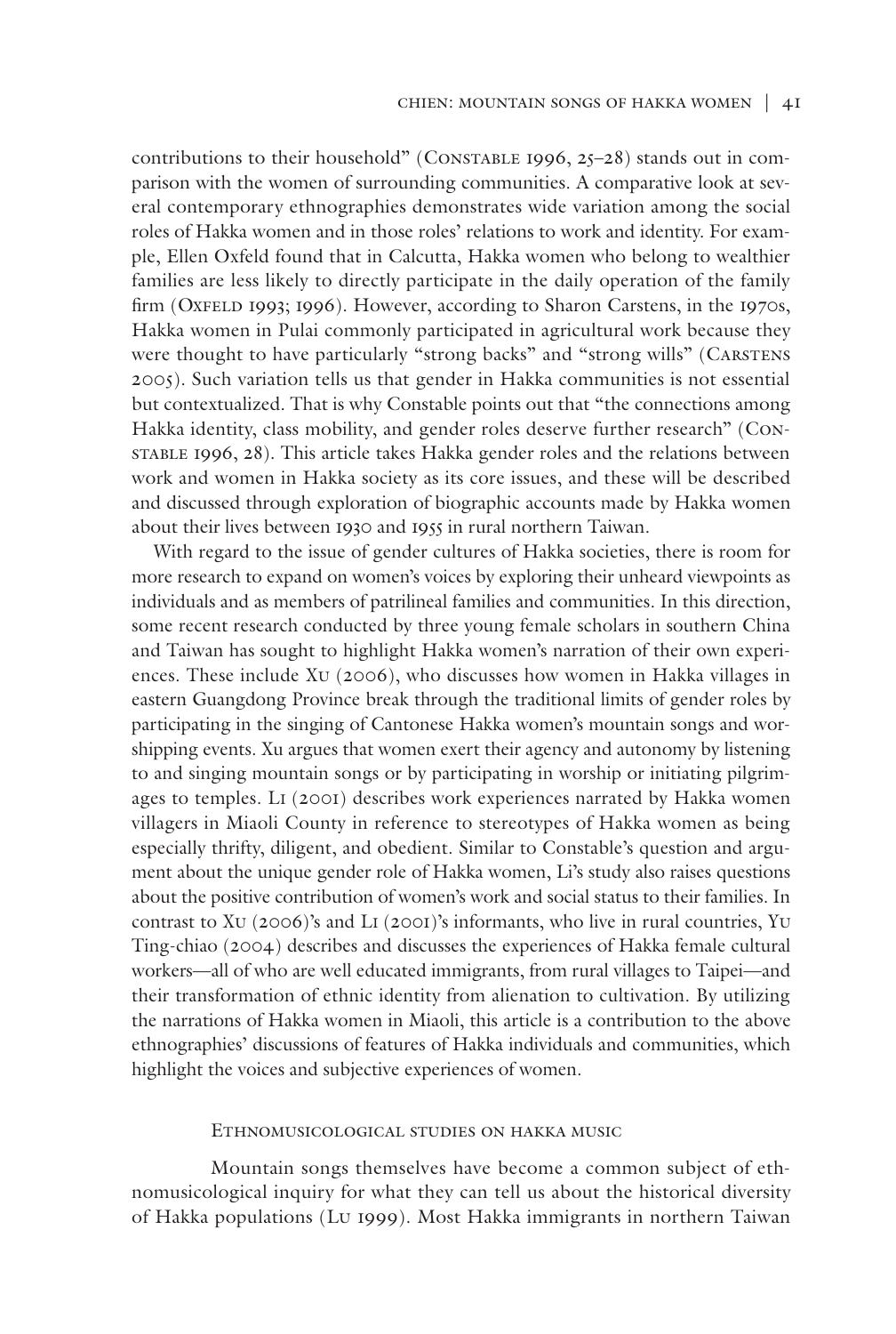contributions to their household" (Constable 1996, 25–28) stands out in comparison with the women of surrounding communities. A comparative look at several contemporary ethnographies demonstrates wide variation among the social roles of Hakka women and in those roles' relations to work and identity. For example, Ellen Oxfeld found that in Calcutta, Hakka women who belong to wealthier families are less likely to directly participate in the daily operation of the family firm (Oxfeld 1993; 1996). However, according to Sharon Carstens, in the 1970s, Hakka women in Pulai commonly participated in agricultural work because they were thought to have particularly "strong backs" and "strong wills" (Carstens 2005). Such variation tells us that gender in Hakka communities is not essential but contextualized. That is why Constable points out that "the connections among Hakka identity, class mobility, and gender roles deserve further research" (Constable 1996, 28). This article takes Hakka gender roles and the relations between work and women in Hakka society as its core issues, and these will be described and discussed through exploration of biographic accounts made by Hakka women about their lives between 1930 and 1955 in rural northern Taiwan.

With regard to the issue of gender cultures of Hakka societies, there is room for more research to expand on women's voices by exploring their unheard viewpoints as individuals and as members of patrilineal families and communities. In this direction, some recent research conducted by three young female scholars in southern China and Taiwan has sought to highlight Hakka women's narration of their own experiences. These include Xu (2006), who discusses how women in Hakka villages in eastern Guangdong Province break through the traditional limits of gender roles by participating in the singing of Cantonese Hakka women's mountain songs and worshipping events. Xu argues that women exert their agency and autonomy by listening to and singing mountain songs or by participating in worship or initiating pilgrimages to temples. Li (2001) describes work experiences narrated by Hakka women villagers in Miaoli County in reference to stereotypes of Hakka women as being especially thrifty, diligent, and obedient. Similar to Constable's question and argument about the unique gender role of Hakka women, Li's study also raises questions about the positive contribution of women's work and social status to their families. In contrast to Xu (2006)'s and Li (2001)'s informants, who live in rural countries, Yu Ting-chiao (2004) describes and discusses the experiences of Hakka female cultural workers—all of who are well educated immigrants, from rural villages to Taipei—and their transformation of ethnic identity from alienation to cultivation. By utilizing the narrations of Hakka women in Miaoli, this article is a contribution to the above ethnographies' discussions of features of Hakka individuals and communities, which highlight the voices and subjective experiences of women.

## Ethnomusicological studies on hakka music

Mountain songs themselves have become a common subject of ethnomusicological inquiry for what they can tell us about the historical diversity of Hakka populations (Lu 1999). Most Hakka immigrants in northern Taiwan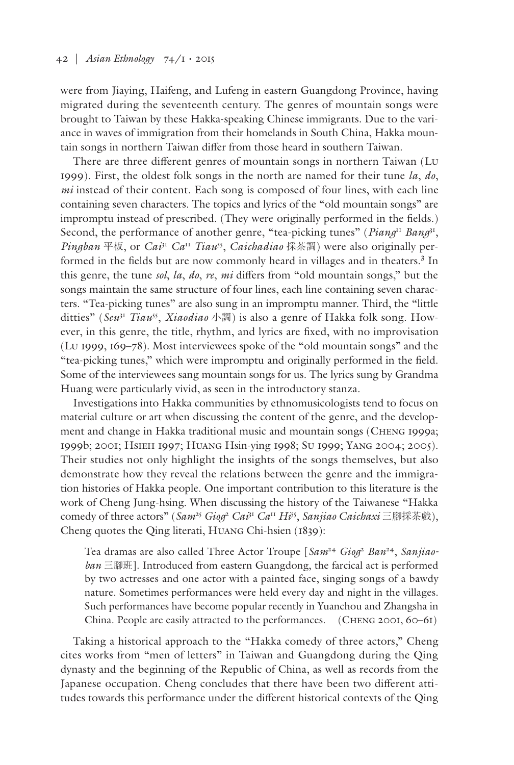were from Jiaying, Haifeng, and Lufeng in eastern Guangdong Province, having migrated during the seventeenth century. The genres of mountain songs were brought to Taiwan by these Hakka-speaking Chinese immigrants. Due to the variance in waves of immigration from their homelands in South China, Hakka mountain songs in northern Taiwan differ from those heard in southern Taiwan.

There are three different genres of mountain songs in northern Taiwan (Lu 1999). First, the oldest folk songs in the north are named for their tune *la*, *do*, *mi* instead of their content. Each song is composed of four lines, with each line containing seven characters. The topics and lyrics of the "old mountain songs" are impromptu instead of prescribed. (They were originally performed in the fields.) Second, the performance of another genre, "tea-picking tunes" (*Piang*[11] *Bang*[31], *Pingban* 平板, or *Cai*[31] *Ca*[11] *Tiau*[55], *Caichadiao* 採茶調) were also originally performed in the fields but are now commonly heard in villages and in theaters.[3] In this genre, the tune *sol*, *la*, *do*, *re*, *mi* differs from "old mountain songs," but the songs maintain the same structure of four lines, each line containing seven characters. "Tea-picking tunes" are also sung in an impromptu manner. Third, the "little ditties" (*Seu*[31] *Tiau*[55], *Xiaodiao* 小調) is also a genre of Hakka folk song. However, in this genre, the title, rhythm, and lyrics are fixed, with no improvisation (Lu 1999, 169–78). Most interviewees spoke of the "old mountain songs" and the "tea-picking tunes," which were impromptu and originally performed in the field. Some of the interviewees sang mountain songs for us. The lyrics sung by Grandma Huang were particularly vivid, as seen in the introductory stanza.

Investigations into Hakka communities by ethnomusicologists tend to focus on material culture or art when discussing the content of the genre, and the development and change in Hakka traditional music and mountain songs (Cheng 1999a; 1999b; 2001; Hsieh 1997; Huang Hsin-ying 1998; Su 1999; Yang 2004; 2005). Their studies not only highlight the insights of the songs themselves, but also demonstrate how they reveal the relations between the genre and the immigration histories of Hakka people. One important contribution to this literature is the work of Cheng Jung-hsing. When discussing the history of the Taiwanese "Hakka comedy of three actors" (*Sam*[25] *Giog*[2] *Cai*[31] *Ca*[11] *Hi*[55], *Sanjiao Caichaxi* 三腳採茶戲), Cheng quotes the Qing literati, Huang Chi-hsien (1839):

> Tea dramas are also called Three Actor Troupe [*Sam*[24] *Giog*[2] *Ban*[24], *Sanjiaoban* 三腳班]. Introduced from eastern Guangdong, the farcical act is performed by two actresses and one actor with a painted face, singing songs of a bawdy nature. Sometimes performances were held every day and night in the villages. Such performances have become popular recently in Yuanchou and Zhangsha in China. People are easily attracted to the performances. (Cheng 2001, 60–61)

Taking a historical approach to the "Hakka comedy of three actors," Cheng cites works from "men of letters" in Taiwan and Guangdong during the Qing dynasty and the beginning of the Republic of China, as well as records from the Japanese occupation. Cheng concludes that there have been two different attitudes towards this performance under the different historical contexts of the Qing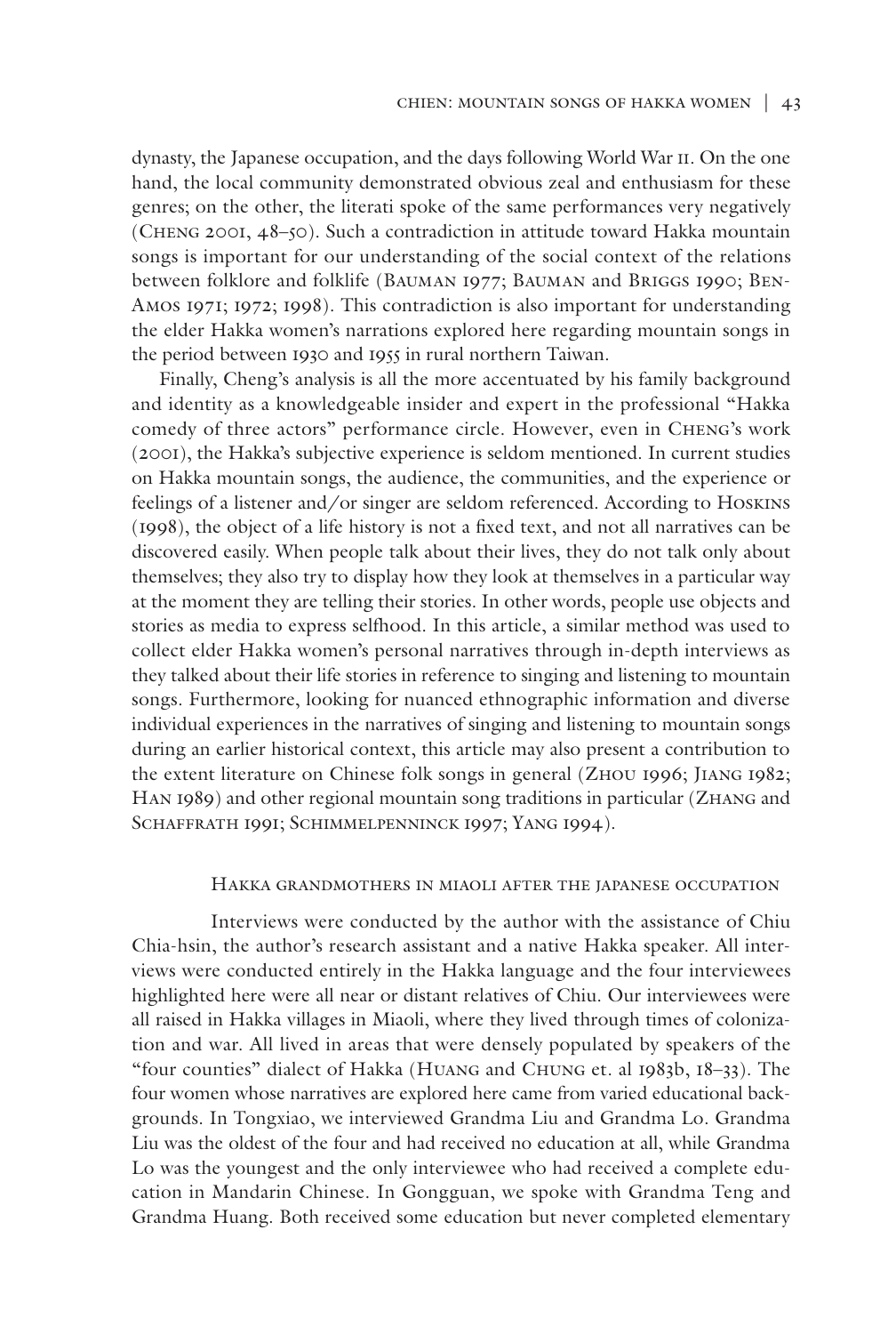dynasty, the Japanese occupation, and the days following World War II. On the one hand, the local community demonstrated obvious zeal and enthusiasm for these genres; on the other, the literati spoke of the same performances very negatively (Cheng 2001, 48–50). Such a contradiction in attitude toward Hakka mountain songs is important for our understanding of the social context of the relations between folklore and folklife (Bauman 1977; Bauman and Briggs 1990; Ben-Amos 1971; 1972; 1998). This contradiction is also important for understanding the elder Hakka women's narrations explored here regarding mountain songs in the period between 1930 and 1955 in rural northern Taiwan.

Finally, Cheng's analysis is all the more accentuated by his family background and identity as a knowledgeable insider and expert in the professional "Hakka comedy of three actors" performance circle. However, even in Cheng's work (2001), the Hakka's subjective experience is seldom mentioned. In current studies on Hakka mountain songs, the audience, the communities, and the experience or feelings of a listener and/or singer are seldom referenced. According to Hoskins (1998), the object of a life history is not a fixed text, and not all narratives can be discovered easily. When people talk about their lives, they do not talk only about themselves; they also try to display how they look at themselves in a particular way at the moment they are telling their stories. In other words, people use objects and stories as media to express selfhood. In this article, a similar method was used to collect elder Hakka women's personal narratives through in-depth interviews as they talked about their life stories in reference to singing and listening to mountain songs. Furthermore, looking for nuanced ethnographic information and diverse individual experiences in the narratives of singing and listening to mountain songs during an earlier historical context, this article may also present a contribution to the extent literature on Chinese folk songs in general (Zhou 1996; Jiang 1982; Han 1989) and other regional mountain song traditions in particular (Zhang and Schaffrath 1991; Schimmelpenninck 1997; Yang 1994).

## Hakka grandmothers in Miaoli after the Japanese occupation

Interviews were conducted by the author with the assistance of Chiu Chia-hsin, the author's research assistant and a native Hakka speaker. All interviews were conducted entirely in the Hakka language and the four interviewees highlighted here were all near or distant relatives of Chiu. Our interviewees were all raised in Hakka villages in Miaoli, where they lived through times of colonization and war. All lived in areas that were densely populated by speakers of the "four counties" dialect of Hakka (Huang and Chung et. al 1983b, 18–33). The four women whose narratives are explored here came from varied educational backgrounds. In Tongxiao, we interviewed Grandma Liu and Grandma Lo. Grandma Liu was the oldest of the four and had received no education at all, while Grandma Lo was the youngest and the only interviewee who had received a complete education in Mandarin Chinese. In Gongguan, we spoke with Grandma Teng and Grandma Huang. Both received some education but never completed elementary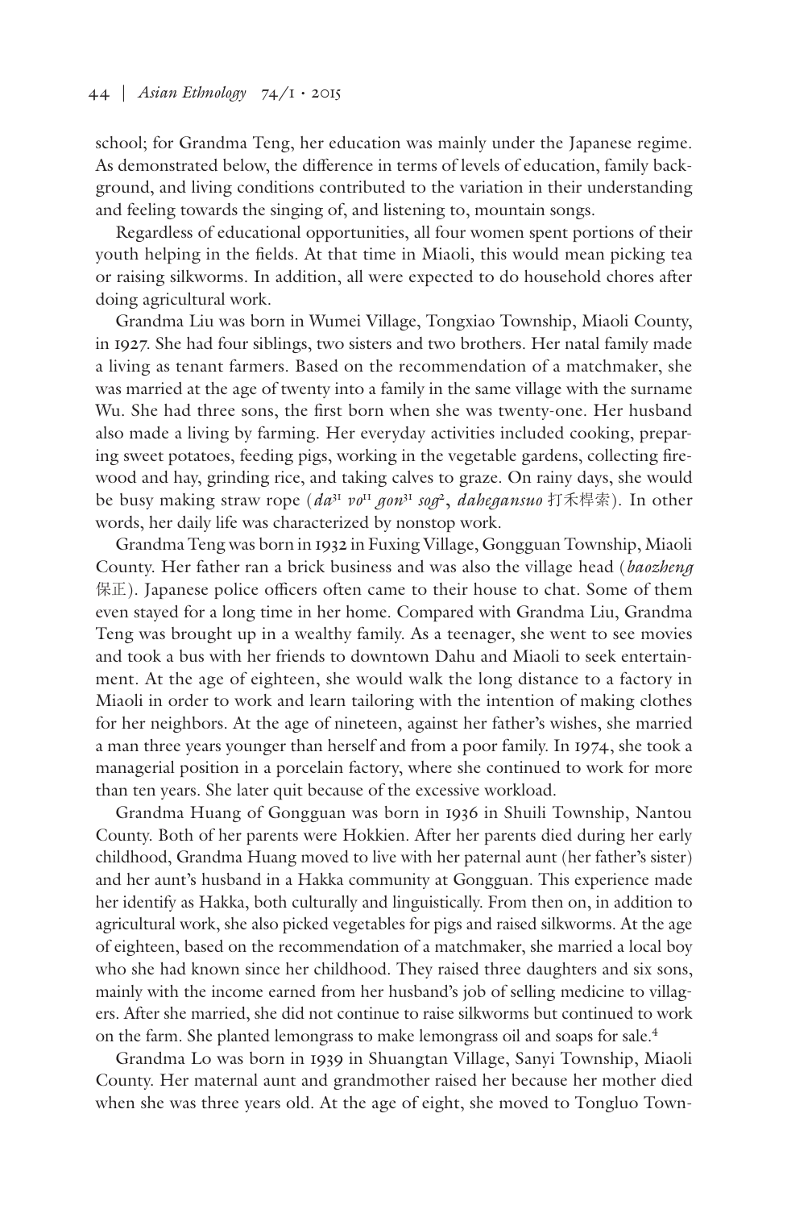school; for Grandma Teng, her education was mainly under the Japanese regime. As demonstrated below, the difference in terms of levels of education, family background, and living conditions contributed to the variation in their understanding and feeling towards the singing of, and listening to, mountain songs.

Regardless of educational opportunities, all four women spent portions of their youth helping in the fields. At that time in Miaoli, this would mean picking tea or raising silkworms. In addition, all were expected to do household chores after doing agricultural work.

Grandma Liu was born in Wumei Village, Tongxiao Township, Miaoli County, in 1927. She had four siblings, two sisters and two brothers. Her natal family made a living as tenant farmers. Based on the recommendation of a matchmaker, she was married at the age of twenty into a family in the same village with the surname Wu. She had three sons, the first born when she was twenty-one. Her husband also made a living by farming. Her everyday activities included cooking, preparing sweet potatoes, feeding pigs, working in the vegetable gardens, collecting firewood and hay, grinding rice, and taking calves to graze. On rainy days, she would be busy making straw rope (*da*[31] *vo*[11] *gon*[31] *sog*[2], *dahegansuo* 打禾桿索). In other words, her daily life was characterized by nonstop work.

Grandma Teng was born in 1932 in Fuxing Village, Gongguan Township, Miaoli County. Her father ran a brick business and was also the village head (*baozheng* 保正). Japanese police officers often came to their house to chat. Some of them even stayed for a long time in her home. Compared with Grandma Liu, Grandma Teng was brought up in a wealthy family. As a teenager, she went to see movies and took a bus with her friends to downtown Dahu and Miaoli to seek entertainment. At the age of eighteen, she would walk the long distance to a factory in Miaoli in order to work and learn tailoring with the intention of making clothes for her neighbors. At the age of nineteen, against her father's wishes, she married a man three years younger than herself and from a poor family. In 1974, she took a managerial position in a porcelain factory, where she continued to work for more than ten years. She later quit because of the excessive workload.

Grandma Huang of Gongguan was born in 1936 in Shuili Township, Nantou County. Both of her parents were Hokkien. After her parents died during her early childhood, Grandma Huang moved to live with her paternal aunt (her father's sister) and her aunt's husband in a Hakka community at Gongguan. This experience made her identify as Hakka, both culturally and linguistically. From then on, in addition to agricultural work, she also picked vegetables for pigs and raised silkworms. At the age of eighteen, based on the recommendation of a matchmaker, she married a local boy who she had known since her childhood. They raised three daughters and six sons, mainly with the income earned from her husband's job of selling medicine to villagers. After she married, she did not continue to raise silkworms but continued to work on the farm. She planted lemongrass to make lemongrass oil and soaps for sale.[4]

Grandma Lo was born in 1939 in Shuangtan Village, Sanyi Township, Miaoli County. Her maternal aunt and grandmother raised her because her mother died when she was three years old. At the age of eight, she moved to Tongluo Town-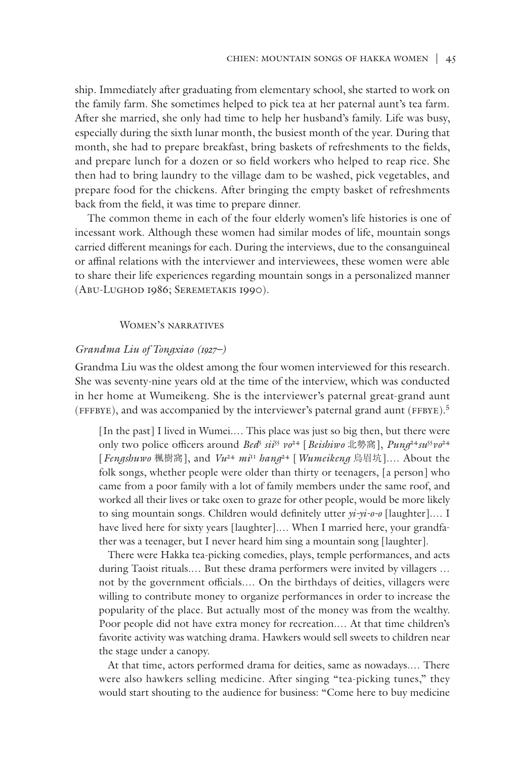ship. Immediately after graduating from elementary school, she started to work on the family farm. She sometimes helped to pick tea at her paternal aunt's tea farm. After she married, she only had time to help her husband's family. Life was busy, especially during the sixth lunar month, the busiest month of the year. During that month, she had to prepare breakfast, bring baskets of refreshments to the fields, and prepare lunch for a dozen or so field workers who helped to reap rice. She then had to bring laundry to the village dam to be washed, pick vegetables, and prepare food for the chickens. After bringing the empty basket of refreshments back from the field, it was time to prepare dinner.

The common theme in each of the four elderly women's life histories is one of incessant work. Although these women had similar modes of life, mountain songs carried different meanings for each. During the interviews, due to the consanguineal or affinal relations with the interviewer and interviewees, these women were able to share their life experiences regarding mountain songs in a personalized manner (Abu-Lughod 1986; Seremetakis 1990).

## Women's narratives

### *Grandma Liu of Tongxiao (1927–)*

Grandma Liu was the oldest among the four women interviewed for this research. She was seventy-nine years old at the time of the interview, which was conducted in her home at Wumeikeng. She is the interviewer's paternal great-grand aunt (FFFBYE), and was accompanied by the interviewer's paternal grand aunt (FFBYE).[5]

> [In the past] I lived in Wumei.… This place was just so big then, but there were only two police officers around *Bed*[5] *sii*[55] *vo*[24] [*Beishiwo* 北勢窩], *Pung*[24]*su*[55]*vo*[24] [*Fengshuwo* 楓樹窩], and *Vu*[24] *mi*[11] *hang*[24] [*Wumeikeng* 烏眉坑].… About the folk songs, whether people were older than thirty or teenagers, [a person] who came from a poor family with a lot of family members under the same roof, and worked all their lives or take oxen to graze for other people, would be more likely to sing mountain songs. Children would definitely utter *yi-yi-o-o* [laughter].… I have lived here for sixty years [laughter].… When I married here, your grandfather was a teenager, but I never heard him sing a mountain song [laughter].
>
> There were Hakka tea-picking comedies, plays, temple performances, and acts during Taoist rituals.… But these drama performers were invited by villagers … not by the government officials.… On the birthdays of deities, villagers were willing to contribute money to organize performances in order to increase the popularity of the place. But actually most of the money was from the wealthy. Poor people did not have extra money for recreation.… At that time children's favorite activity was watching drama. Hawkers would sell sweets to children near the stage under a canopy.
>
> At that time, actors performed drama for deities, same as nowadays.… There were also hawkers selling medicine. After singing "tea-picking tunes," they would start shouting to the audience for business: "Come here to buy medicine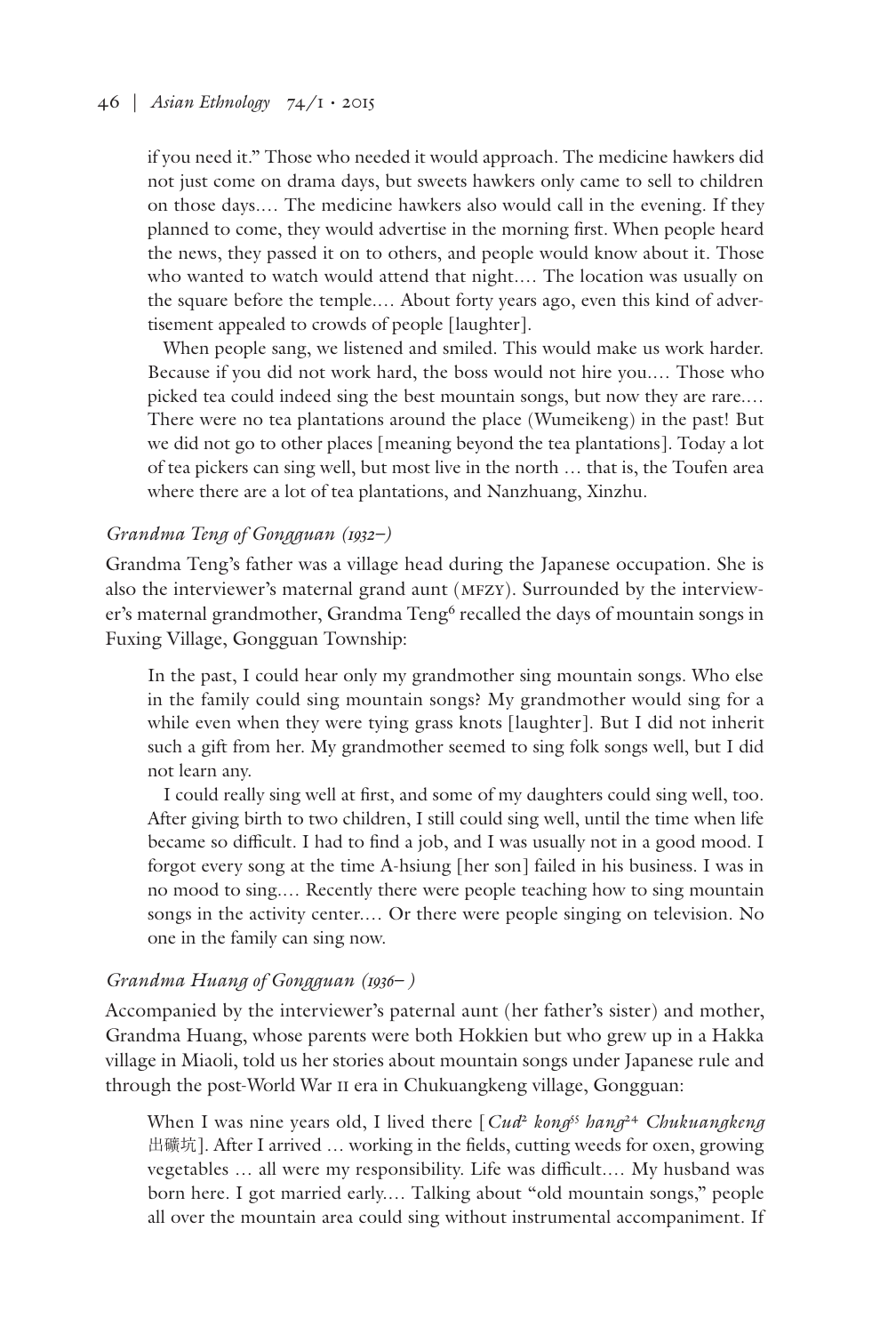if you need it." Those who needed it would approach. The medicine hawkers did not just come on drama days, but sweets hawkers only came to sell to children on those days.... The medicine hawkers also would call in the evening. If they planned to come, they would advertise in the morning first. When people heard the news, they passed it on to others, and people would know about it. Those who wanted to watch would attend that night.... The location was usually on the square before the temple.... About forty years ago, even this kind of advertisement appealed to crowds of people [laughter].

When people sang, we listened and smiled. This would make us work harder. Because if you did not work hard, the boss would not hire you.... Those who picked tea could indeed sing the best mountain songs, but now they are rare.... There were no tea plantations around the place (Wumeikeng) in the past! But we did not go to other places [meaning beyond the tea plantations]. Today a lot of tea pickers can sing well, but most live in the north ... that is, the Toufen area where there are a lot of tea plantations, and Nanzhuang, Xinzhu.

### *Grandma Teng of Gongguan (1932–)*

Grandma Teng's father was a village head during the Japanese occupation. She is also the interviewer's maternal grand aunt (MFZY). Surrounded by the interviewer's maternal grandmother, Grandma Teng[6] recalled the days of mountain songs in Fuxing Village, Gongguan Township:

> In the past, I could hear only my grandmother sing mountain songs. Who else in the family could sing mountain songs? My grandmother would sing for a while even when they were tying grass knots [laughter]. But I did not inherit such a gift from her. My grandmother seemed to sing folk songs well, but I did not learn any.
>
> I could really sing well at first, and some of my daughters could sing well, too. After giving birth to two children, I still could sing well, until the time when life became so difficult. I had to find a job, and I was usually not in a good mood. I forgot every song at the time A-hsiung [her son] failed in his business. I was in no mood to sing.... Recently there were people teaching how to sing mountain songs in the activity center.... Or there were people singing on television. No one in the family can sing now.

### *Grandma Huang of Gongguan (1936– )*

Accompanied by the interviewer's paternal aunt (her father's sister) and mother, Grandma Huang, whose parents were both Hokkien but who grew up in a Hakka village in Miaoli, told us her stories about mountain songs under Japanese rule and through the post-World War II era in Chukuangkeng village, Gongguan:

> When I was nine years old, I lived there [*Cud*[2] *kong*[55] *hang*[24] *Chukuangkeng* 出礦坑]. After I arrived ... working in the fields, cutting weeds for oxen, growing vegetables ... all were my responsibility. Life was difficult.... My husband was born here. I got married early.... Talking about "old mountain songs," people all over the mountain area could sing without instrumental accompaniment. If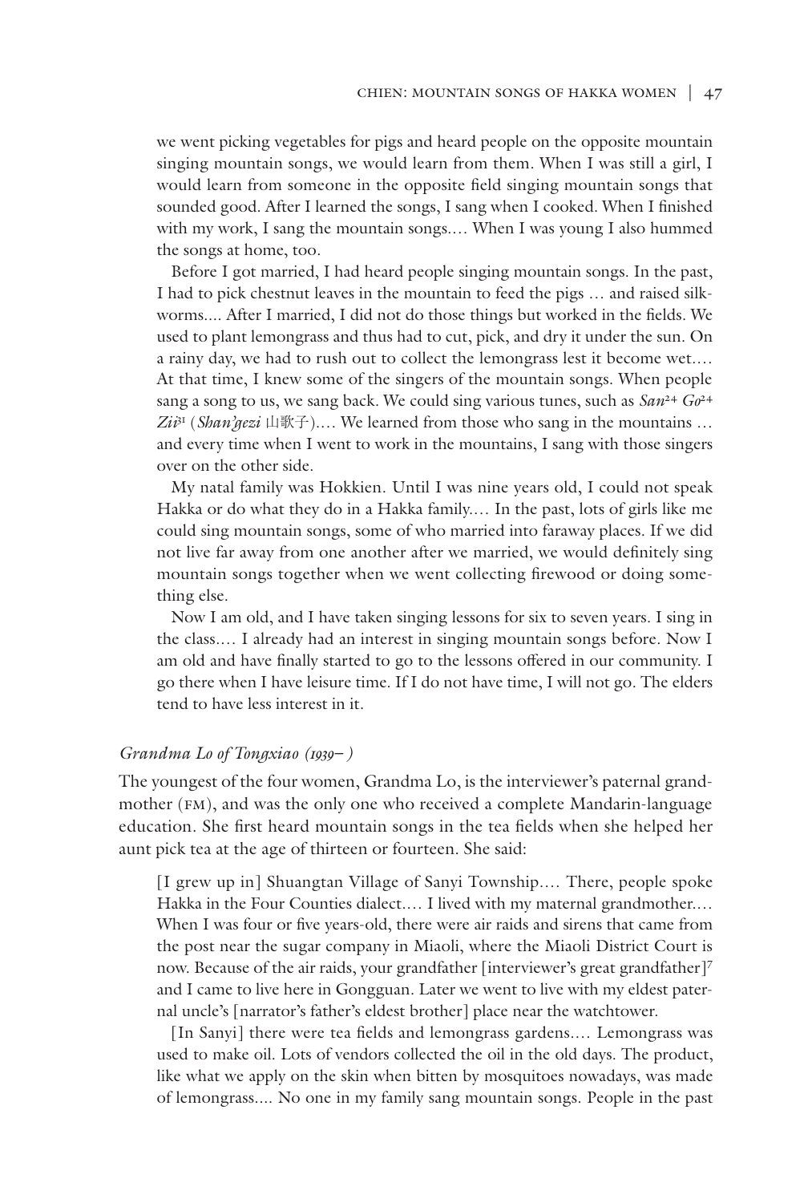we went picking vegetables for pigs and heard people on the opposite mountain singing mountain songs, we would learn from them. When I was still a girl, I would learn from someone in the opposite field singing mountain songs that sounded good. After I learned the songs, I sang when I cooked. When I finished with my work, I sang the mountain songs.… When I was young I also hummed the songs at home, too.

Before I got married, I had heard people singing mountain songs. In the past, I had to pick chestnut leaves in the mountain to feed the pigs … and raised silkworms.... After I married, I did not do those things but worked in the fields. We used to plant lemongrass and thus had to cut, pick, and dry it under the sun. On a rainy day, we had to rush out to collect the lemongrass lest it become wet.… At that time, I knew some of the singers of the mountain songs. When people sang a song to us, we sang back. We could sing various tunes, such as *San*[24] *Go*[24] *Zii*[31] (*Shan'gezi* 山歌子).… We learned from those who sang in the mountains … and every time when I went to work in the mountains, I sang with those singers over on the other side.

My natal family was Hokkien. Until I was nine years old, I could not speak Hakka or do what they do in a Hakka family.… In the past, lots of girls like me could sing mountain songs, some of who married into faraway places. If we did not live far away from one another after we married, we would definitely sing mountain songs together when we went collecting firewood or doing something else.

Now I am old, and I have taken singing lessons for six to seven years. I sing in the class.… I already had an interest in singing mountain songs before. Now I am old and have finally started to go to the lessons offered in our community. I go there when I have leisure time. If I do not have time, I will not go. The elders tend to have less interest in it.

### *Grandma Lo of Tongxiao (1939– )*

The youngest of the four women, Grandma Lo, is the interviewer's paternal grandmother (FM), and was the only one who received a complete Mandarin-language education. She first heard mountain songs in the tea fields when she helped her aunt pick tea at the age of thirteen or fourteen. She said:

[I grew up in] Shuangtan Village of Sanyi Township.… There, people spoke Hakka in the Four Counties dialect.… I lived with my maternal grandmother.… When I was four or five years-old, there were air raids and sirens that came from the post near the sugar company in Miaoli, where the Miaoli District Court is now. Because of the air raids, your grandfather [interviewer's great grandfather][7] and I came to live here in Gongguan. Later we went to live with my eldest paternal uncle's [narrator's father's eldest brother] place near the watchtower.

[In Sanyi] there were tea fields and lemongrass gardens.… Lemongrass was used to make oil. Lots of vendors collected the oil in the old days. The product, like what we apply on the skin when bitten by mosquitoes nowadays, was made of lemongrass.... No one in my family sang mountain songs. People in the past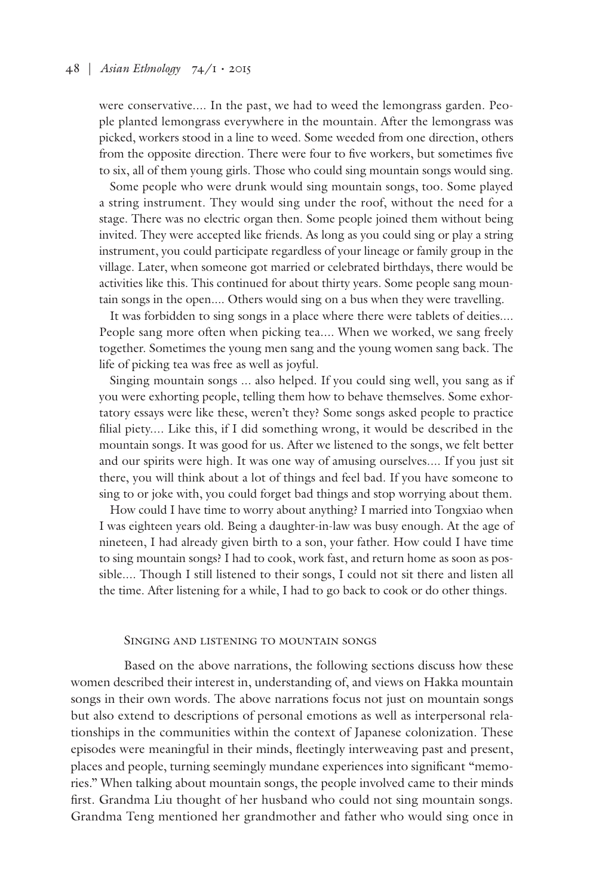were conservative.... In the past, we had to weed the lemongrass garden. People planted lemongrass everywhere in the mountain. After the lemongrass was picked, workers stood in a line to weed. Some weeded from one direction, others from the opposite direction. There were four to five workers, but sometimes five to six, all of them young girls. Those who could sing mountain songs would sing.

Some people who were drunk would sing mountain songs, too. Some played a string instrument. They would sing under the roof, without the need for a stage. There was no electric organ then. Some people joined them without being invited. They were accepted like friends. As long as you could sing or play a string instrument, you could participate regardless of your lineage or family group in the village. Later, when someone got married or celebrated birthdays, there would be activities like this. This continued for about thirty years. Some people sang mountain songs in the open.... Others would sing on a bus when they were travelling.

It was forbidden to sing songs in a place where there were tablets of deities.... People sang more often when picking tea.... When we worked, we sang freely together. Sometimes the young men sang and the young women sang back. The life of picking tea was free as well as joyful.

Singing mountain songs ... also helped. If you could sing well, you sang as if you were exhorting people, telling them how to behave themselves. Some exhortatory essays were like these, weren't they? Some songs asked people to practice filial piety.... Like this, if I did something wrong, it would be described in the mountain songs. It was good for us. After we listened to the songs, we felt better and our spirits were high. It was one way of amusing ourselves.... If you just sit there, you will think about a lot of things and feel bad. If you have someone to sing to or joke with, you could forget bad things and stop worrying about them.

How could I have time to worry about anything? I married into Tongxiao when I was eighteen years old. Being a daughter-in-law was busy enough. At the age of nineteen, I had already given birth to a son, your father. How could I have time to sing mountain songs? I had to cook, work fast, and return home as soon as possible.... Though I still listened to their songs, I could not sit there and listen all the time. After listening for a while, I had to go back to cook or do other things.

## Singing and listening to mountain songs

Based on the above narrations, the following sections discuss how these women described their interest in, understanding of, and views on Hakka mountain songs in their own words. The above narrations focus not just on mountain songs but also extend to descriptions of personal emotions as well as interpersonal relationships in the communities within the context of Japanese colonization. These episodes were meaningful in their minds, fleetingly interweaving past and present, places and people, turning seemingly mundane experiences into significant "memories." When talking about mountain songs, the people involved came to their minds first. Grandma Liu thought of her husband who could not sing mountain songs. Grandma Teng mentioned her grandmother and father who would sing once in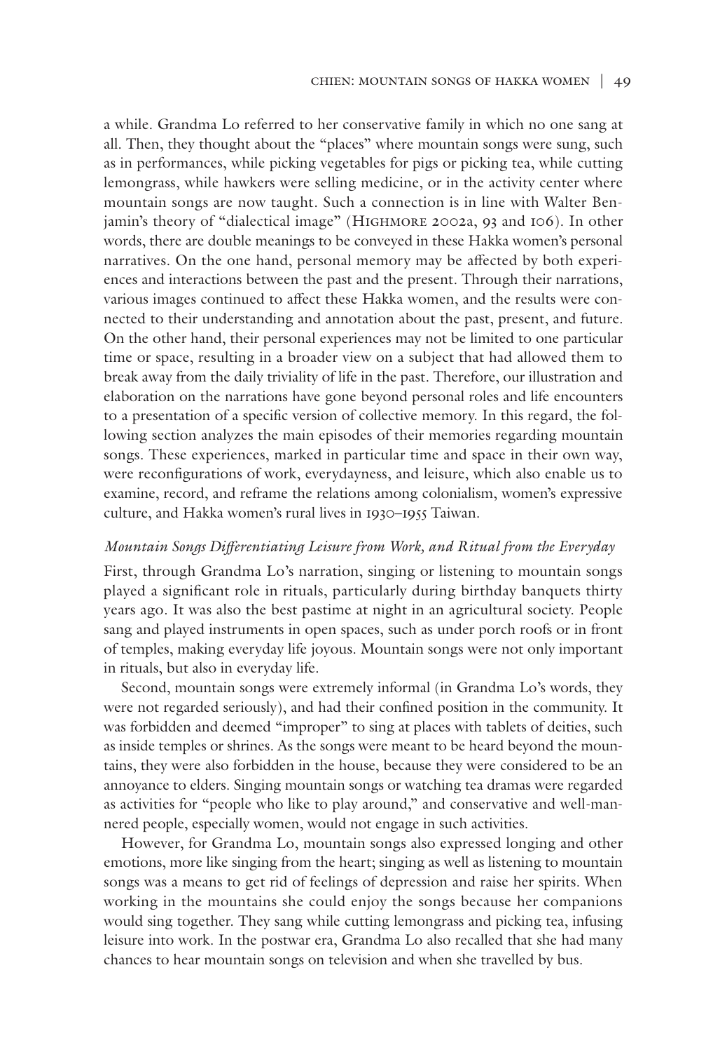a while. Grandma Lo referred to her conservative family in which no one sang at all. Then, they thought about the "places" where mountain songs were sung, such as in performances, while picking vegetables for pigs or picking tea, while cutting lemongrass, while hawkers were selling medicine, or in the activity center where mountain songs are now taught. Such a connection is in line with Walter Benjamin's theory of "dialectical image" (Highmore 2002a, 93 and 106). In other words, there are double meanings to be conveyed in these Hakka women's personal narratives. On the one hand, personal memory may be affected by both experiences and interactions between the past and the present. Through their narrations, various images continued to affect these Hakka women, and the results were connected to their understanding and annotation about the past, present, and future. On the other hand, their personal experiences may not be limited to one particular time or space, resulting in a broader view on a subject that had allowed them to break away from the daily triviality of life in the past. Therefore, our illustration and elaboration on the narrations have gone beyond personal roles and life encounters to a presentation of a specific version of collective memory. In this regard, the following section analyzes the main episodes of their memories regarding mountain songs. These experiences, marked in particular time and space in their own way, were reconfigurations of work, everydayness, and leisure, which also enable us to examine, record, and reframe the relations among colonialism, women's expressive culture, and Hakka women's rural lives in 1930–1955 Taiwan.

### *Mountain Songs Differentiating Leisure from Work, and Ritual from the Everyday*

First, through Grandma Lo's narration, singing or listening to mountain songs played a significant role in rituals, particularly during birthday banquets thirty years ago. It was also the best pastime at night in an agricultural society. People sang and played instruments in open spaces, such as under porch roofs or in front of temples, making everyday life joyous. Mountain songs were not only important in rituals, but also in everyday life.

Second, mountain songs were extremely informal (in Grandma Lo's words, they were not regarded seriously), and had their confined position in the community. It was forbidden and deemed "improper" to sing at places with tablets of deities, such as inside temples or shrines. As the songs were meant to be heard beyond the mountains, they were also forbidden in the house, because they were considered to be an annoyance to elders. Singing mountain songs or watching tea dramas were regarded as activities for "people who like to play around," and conservative and well-mannered people, especially women, would not engage in such activities.

However, for Grandma Lo, mountain songs also expressed longing and other emotions, more like singing from the heart; singing as well as listening to mountain songs was a means to get rid of feelings of depression and raise her spirits. When working in the mountains she could enjoy the songs because her companions would sing together. They sang while cutting lemongrass and picking tea, infusing leisure into work. In the postwar era, Grandma Lo also recalled that she had many chances to hear mountain songs on television and when she travelled by bus.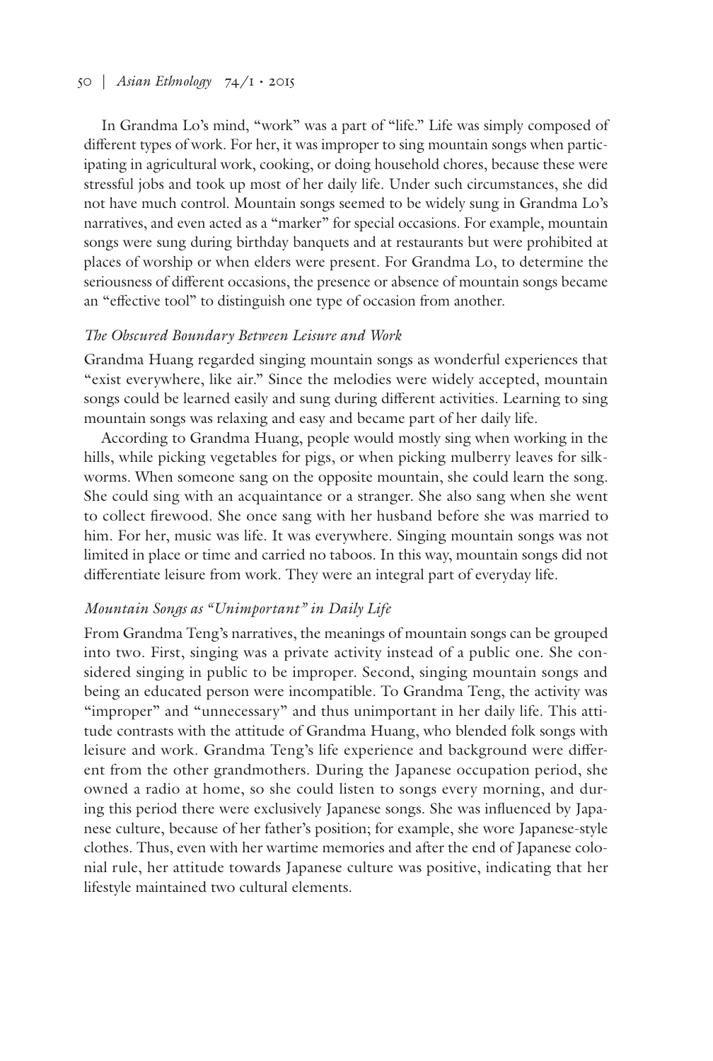In Grandma Lo's mind, "work" was a part of "life." Life was simply composed of different types of work. For her, it was improper to sing mountain songs when participating in agricultural work, cooking, or doing household chores, because these were stressful jobs and took up most of her daily life. Under such circumstances, she did not have much control. Mountain songs seemed to be widely sung in Grandma Lo's narratives, and even acted as a "marker" for special occasions. For example, mountain songs were sung during birthday banquets and at restaurants but were prohibited at places of worship or when elders were present. For Grandma Lo, to determine the seriousness of different occasions, the presence or absence of mountain songs became an "effective tool" to distinguish one type of occasion from another.

### *The Obscured Boundary Between Leisure and Work*

Grandma Huang regarded singing mountain songs as wonderful experiences that "exist everywhere, like air." Since the melodies were widely accepted, mountain songs could be learned easily and sung during different activities. Learning to sing mountain songs was relaxing and easy and became part of her daily life.

According to Grandma Huang, people would mostly sing when working in the hills, while picking vegetables for pigs, or when picking mulberry leaves for silkworms. When someone sang on the opposite mountain, she could learn the song. She could sing with an acquaintance or a stranger. She also sang when she went to collect firewood. She once sang with her husband before she was married to him. For her, music was life. It was everywhere. Singing mountain songs was not limited in place or time and carried no taboos. In this way, mountain songs did not differentiate leisure from work. They were an integral part of everyday life.

### *Mountain Songs as "Unimportant" in Daily Life*

From Grandma Teng's narratives, the meanings of mountain songs can be grouped into two. First, singing was a private activity instead of a public one. She considered singing in public to be improper. Second, singing mountain songs and being an educated person were incompatible. To Grandma Teng, the activity was "improper" and "unnecessary" and thus unimportant in her daily life. This attitude contrasts with the attitude of Grandma Huang, who blended folk songs with leisure and work. Grandma Teng's life experience and background were different from the other grandmothers. During the Japanese occupation period, she owned a radio at home, so she could listen to songs every morning, and during this period there were exclusively Japanese songs. She was influenced by Japanese culture, because of her father's position; for example, she wore Japanese-style clothes. Thus, even with her wartime memories and after the end of Japanese colonial rule, her attitude towards Japanese culture was positive, indicating that her lifestyle maintained two cultural elements.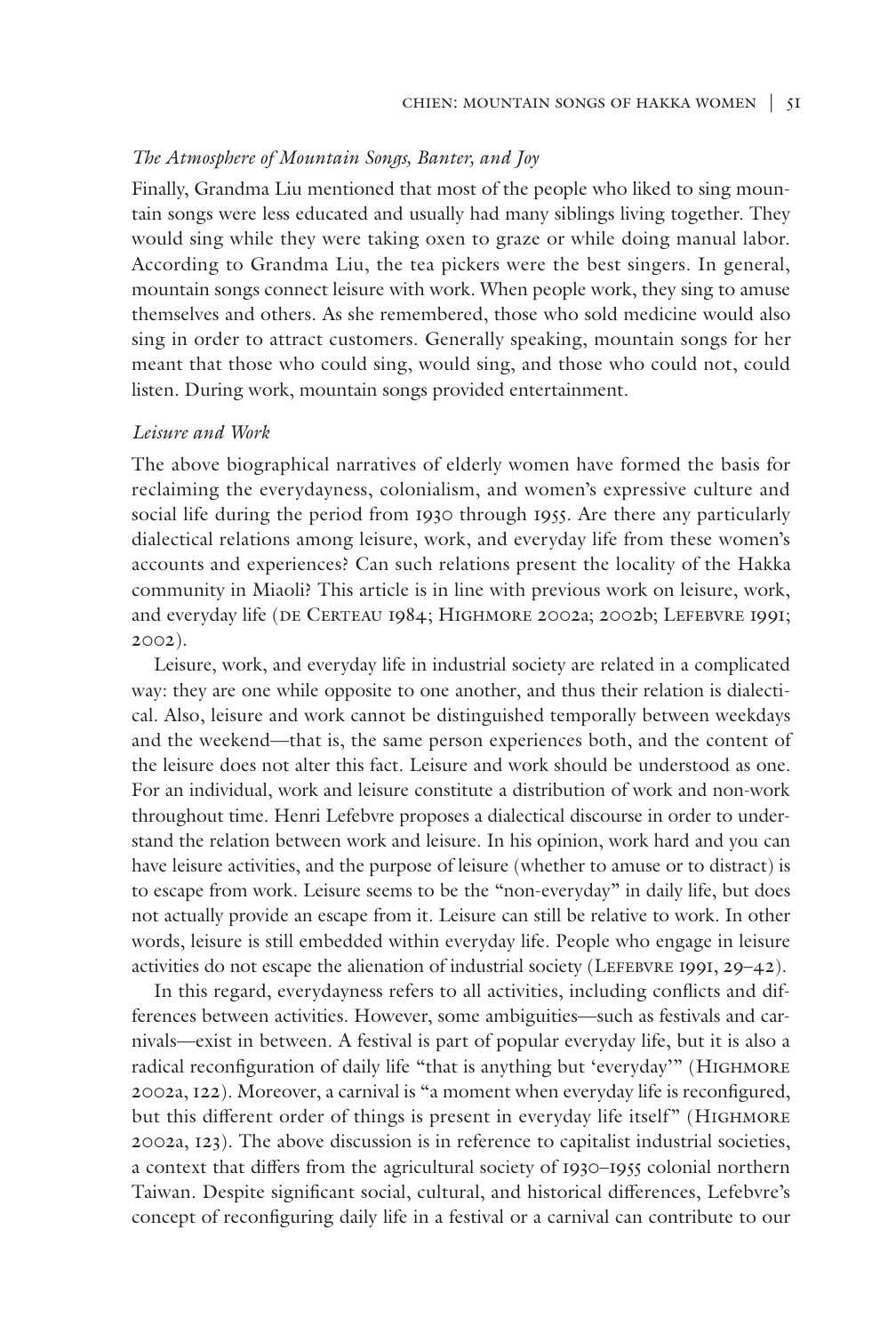*The Atmosphere of Mountain Songs, Banter, and Joy*

Finally, Grandma Liu mentioned that most of the people who liked to sing mountain songs were less educated and usually had many siblings living together. They would sing while they were taking oxen to graze or while doing manual labor. According to Grandma Liu, the tea pickers were the best singers. In general, mountain songs connect leisure with work. When people work, they sing to amuse themselves and others. As she remembered, those who sold medicine would also sing in order to attract customers. Generally speaking, mountain songs for her meant that those who could sing, would sing, and those who could not, could listen. During work, mountain songs provided entertainment.

*Leisure and Work*

The above biographical narratives of elderly women have formed the basis for reclaiming the everydayness, colonialism, and women's expressive culture and social life during the period from 1930 through 1955. Are there any particularly dialectical relations among leisure, work, and everyday life from these women's accounts and experiences? Can such relations present the locality of the Hakka community in Miaoli? This article is in line with previous work on leisure, work, and everyday life (de Certeau 1984; Highmore 2002a; 2002b; Lefebvre 1991; 2002).

Leisure, work, and everyday life in industrial society are related in a complicated way: they are one while opposite to one another, and thus their relation is dialectical. Also, leisure and work cannot be distinguished temporally between weekdays and the weekend—that is, the same person experiences both, and the content of the leisure does not alter this fact. Leisure and work should be understood as one. For an individual, work and leisure constitute a distribution of work and non-work throughout time. Henri Lefebvre proposes a dialectical discourse in order to understand the relation between work and leisure. In his opinion, work hard and you can have leisure activities, and the purpose of leisure (whether to amuse or to distract) is to escape from work. Leisure seems to be the "non-everyday" in daily life, but does not actually provide an escape from it. Leisure can still be relative to work. In other words, leisure is still embedded within everyday life. People who engage in leisure activities do not escape the alienation of industrial society (Lefebvre 1991, 29–42).

In this regard, everydayness refers to all activities, including conflicts and differences between activities. However, some ambiguities—such as festivals and carnivals—exist in between. A festival is part of popular everyday life, but it is also a radical reconfiguration of daily life "that is anything but 'everyday'" (Highmore 2002a, 122). Moreover, a carnival is "a moment when everyday life is reconfigured, but this different order of things is present in everyday life itself" (Highmore 2002a, 123). The above discussion is in reference to capitalist industrial societies, a context that differs from the agricultural society of 1930–1955 colonial northern Taiwan. Despite significant social, cultural, and historical differences, Lefebvre's concept of reconfiguring daily life in a festival or a carnival can contribute to our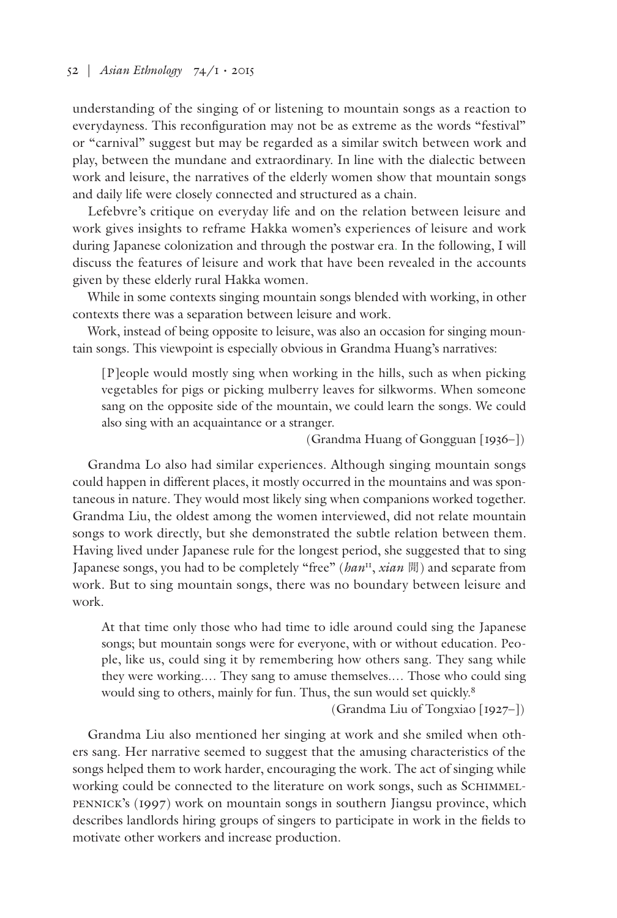understanding of the singing of or listening to mountain songs as a reaction to everydayness. This reconfiguration may not be as extreme as the words "festival" or "carnival" suggest but may be regarded as a similar switch between work and play, between the mundane and extraordinary. In line with the dialectic between work and leisure, the narratives of the elderly women show that mountain songs and daily life were closely connected and structured as a chain.

Lefebvre's critique on everyday life and on the relation between leisure and work gives insights to reframe Hakka women's experiences of leisure and work during Japanese colonization and through the postwar era. In the following, I will discuss the features of leisure and work that have been revealed in the accounts given by these elderly rural Hakka women.

While in some contexts singing mountain songs blended with working, in other contexts there was a separation between leisure and work.

Work, instead of being opposite to leisure, was also an occasion for singing mountain songs. This viewpoint is especially obvious in Grandma Huang's narratives:

> [P]eople would mostly sing when working in the hills, such as when picking vegetables for pigs or picking mulberry leaves for silkworms. When someone sang on the opposite side of the mountain, we could learn the songs. We could also sing with an acquaintance or a stranger.
>
> (Grandma Huang of Gongguan [1936–])

Grandma Lo also had similar experiences. Although singing mountain songs could happen in different places, it mostly occurred in the mountains and was spontaneous in nature. They would most likely sing when companions worked together. Grandma Liu, the oldest among the women interviewed, did not relate mountain songs to work directly, but she demonstrated the subtle relation between them. Having lived under Japanese rule for the longest period, she suggested that to sing Japanese songs, you had to be completely "free" (***han***[11], ***xian*** 閒) and separate from work. But to sing mountain songs, there was no boundary between leisure and work.

> At that time only those who had time to idle around could sing the Japanese songs; but mountain songs were for everyone, with or without education. People, like us, could sing it by remembering how others sang. They sang while they were working.... They sang to amuse themselves.... Those who could sing would sing to others, mainly for fun. Thus, the sun would set quickly.[8]
>
> (Grandma Liu of Tongxiao [1927–])

Grandma Liu also mentioned her singing at work and she smiled when others sang. Her narrative seemed to suggest that the amusing characteristics of the songs helped them to work harder, encouraging the work. The act of singing while working could be connected to the literature on work songs, such as SCHIMMELPENNICK's (1997) work on mountain songs in southern Jiangsu province, which describes landlords hiring groups of singers to participate in work in the fields to motivate other workers and increase production.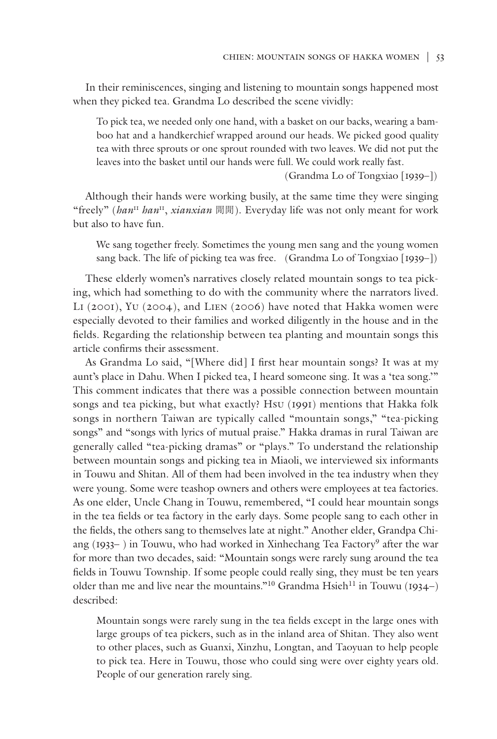In their reminiscences, singing and listening to mountain songs happened most when they picked tea. Grandma Lo described the scene vividly:

> To pick tea, we needed only one hand, with a basket on our backs, wearing a bamboo hat and a handkerchief wrapped around our heads. We picked good quality tea with three sprouts or one sprout rounded with two leaves. We did not put the leaves into the basket until our hands were full. We could work really fast.
>
> (Grandma Lo of Tongxiao [1939–])

Although their hands were working busily, at the same time they were singing "freely" (*han*[11] *han*[11], *xianxian* 閒閒). Everyday life was not only meant for work but also to have fun.

> We sang together freely. Sometimes the young men sang and the young women sang back. The life of picking tea was free. (Grandma Lo of Tongxiao [1939–])

These elderly women's narratives closely related mountain songs to tea picking, which had something to do with the community where the narrators lived. Li (2001), Yu (2004), and Lien (2006) have noted that Hakka women were especially devoted to their families and worked diligently in the house and in the fields. Regarding the relationship between tea planting and mountain songs this article confirms their assessment.

As Grandma Lo said, "[Where did] I first hear mountain songs? It was at my aunt's place in Dahu. When I picked tea, I heard someone sing. It was a 'tea song.'" This comment indicates that there was a possible connection between mountain songs and tea picking, but what exactly? Hsu (1991) mentions that Hakka folk songs in northern Taiwan are typically called "mountain songs," "tea-picking songs" and "songs with lyrics of mutual praise." Hakka dramas in rural Taiwan are generally called "tea-picking dramas" or "plays." To understand the relationship between mountain songs and picking tea in Miaoli, we interviewed six informants in Touwu and Shitan. All of them had been involved in the tea industry when they were young. Some were teashop owners and others were employees at tea factories. As one elder, Uncle Chang in Touwu, remembered, "I could hear mountain songs in the tea fields or tea factory in the early days. Some people sang to each other in the fields, the others sang to themselves late at night." Another elder, Grandpa Chiang (1933– ) in Touwu, who had worked in Xinhechang Tea Factory[9] after the war for more than two decades, said: "Mountain songs were rarely sung around the tea fields in Touwu Township. If some people could really sing, they must be ten years older than me and live near the mountains."[10] Grandma Hsieh[11] in Touwu (1934–) described:

> Mountain songs were rarely sung in the tea fields except in the large ones with large groups of tea pickers, such as in the inland area of Shitan. They also went to other places, such as Guanxi, Xinzhu, Longtan, and Taoyuan to help people to pick tea. Here in Touwu, those who could sing were over eighty years old. People of our generation rarely sing.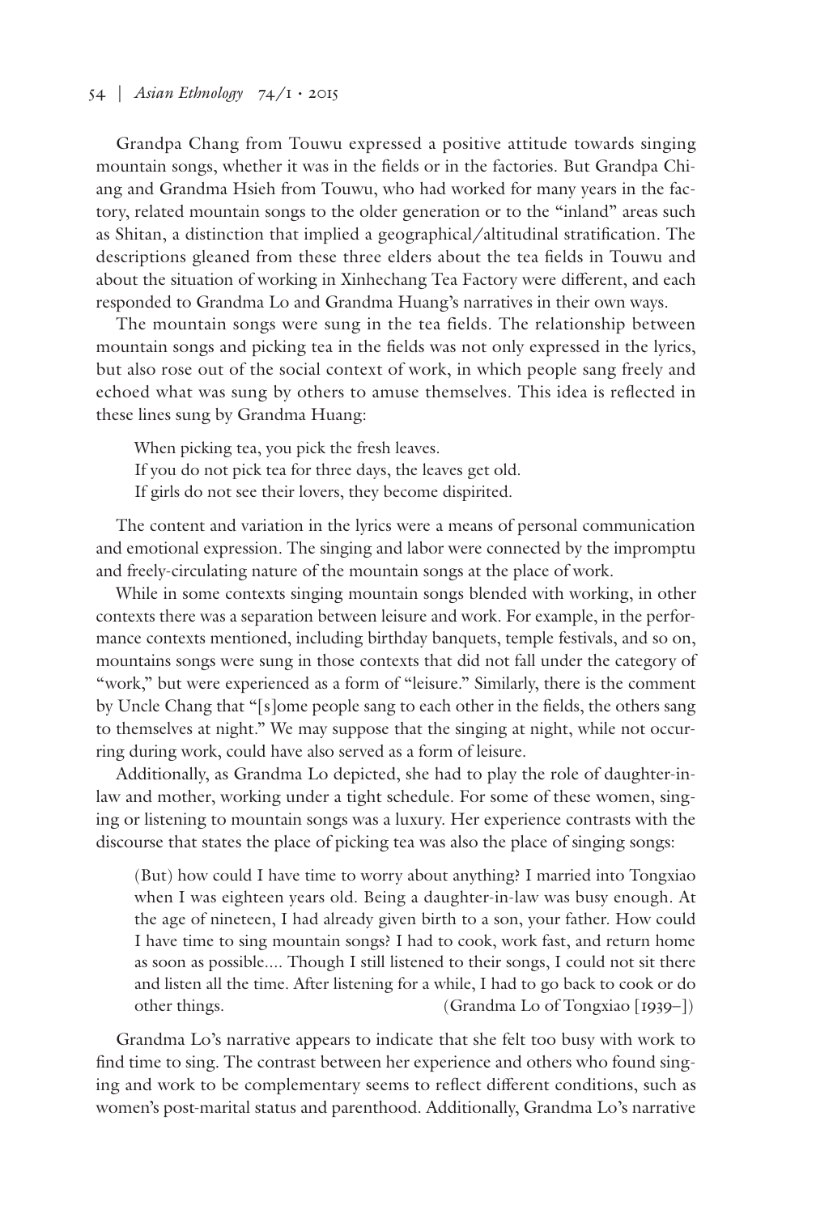Grandpa Chang from Touwu expressed a positive attitude towards singing mountain songs, whether it was in the fields or in the factories. But Grandpa Chiang and Grandma Hsieh from Touwu, who had worked for many years in the factory, related mountain songs to the older generation or to the "inland" areas such as Shitan, a distinction that implied a geographical/altitudinal stratification. The descriptions gleaned from these three elders about the tea fields in Touwu and about the situation of working in Xinhechang Tea Factory were different, and each responded to Grandma Lo and Grandma Huang's narratives in their own ways.

The mountain songs were sung in the tea fields. The relationship between mountain songs and picking tea in the fields was not only expressed in the lyrics, but also rose out of the social context of work, in which people sang freely and echoed what was sung by others to amuse themselves. This idea is reflected in these lines sung by Grandma Huang:

> When picking tea, you pick the fresh leaves.
> If you do not pick tea for three days, the leaves get old.
> If girls do not see their lovers, they become dispirited.

The content and variation in the lyrics were a means of personal communication and emotional expression. The singing and labor were connected by the impromptu and freely-circulating nature of the mountain songs at the place of work.

While in some contexts singing mountain songs blended with working, in other contexts there was a separation between leisure and work. For example, in the performance contexts mentioned, including birthday banquets, temple festivals, and so on, mountains songs were sung in those contexts that did not fall under the category of "work," but were experienced as a form of "leisure." Similarly, there is the comment by Uncle Chang that "[s]ome people sang to each other in the fields, the others sang to themselves at night." We may suppose that the singing at night, while not occurring during work, could have also served as a form of leisure.

Additionally, as Grandma Lo depicted, she had to play the role of daughter-in-law and mother, working under a tight schedule. For some of these women, singing or listening to mountain songs was a luxury. Her experience contrasts with the discourse that states the place of picking tea was also the place of singing songs:

> (But) how could I have time to worry about anything? I married into Tongxiao when I was eighteen years old. Being a daughter-in-law was busy enough. At the age of nineteen, I had already given birth to a son, your father. How could I have time to sing mountain songs? I had to cook, work fast, and return home as soon as possible.... Though I still listened to their songs, I could not sit there and listen all the time. After listening for a while, I had to go back to cook or do other things. (Grandma Lo of Tongxiao [1939–])

Grandma Lo's narrative appears to indicate that she felt too busy with work to find time to sing. The contrast between her experience and others who found singing and work to be complementary seems to reflect different conditions, such as women's post-marital status and parenthood. Additionally, Grandma Lo's narrative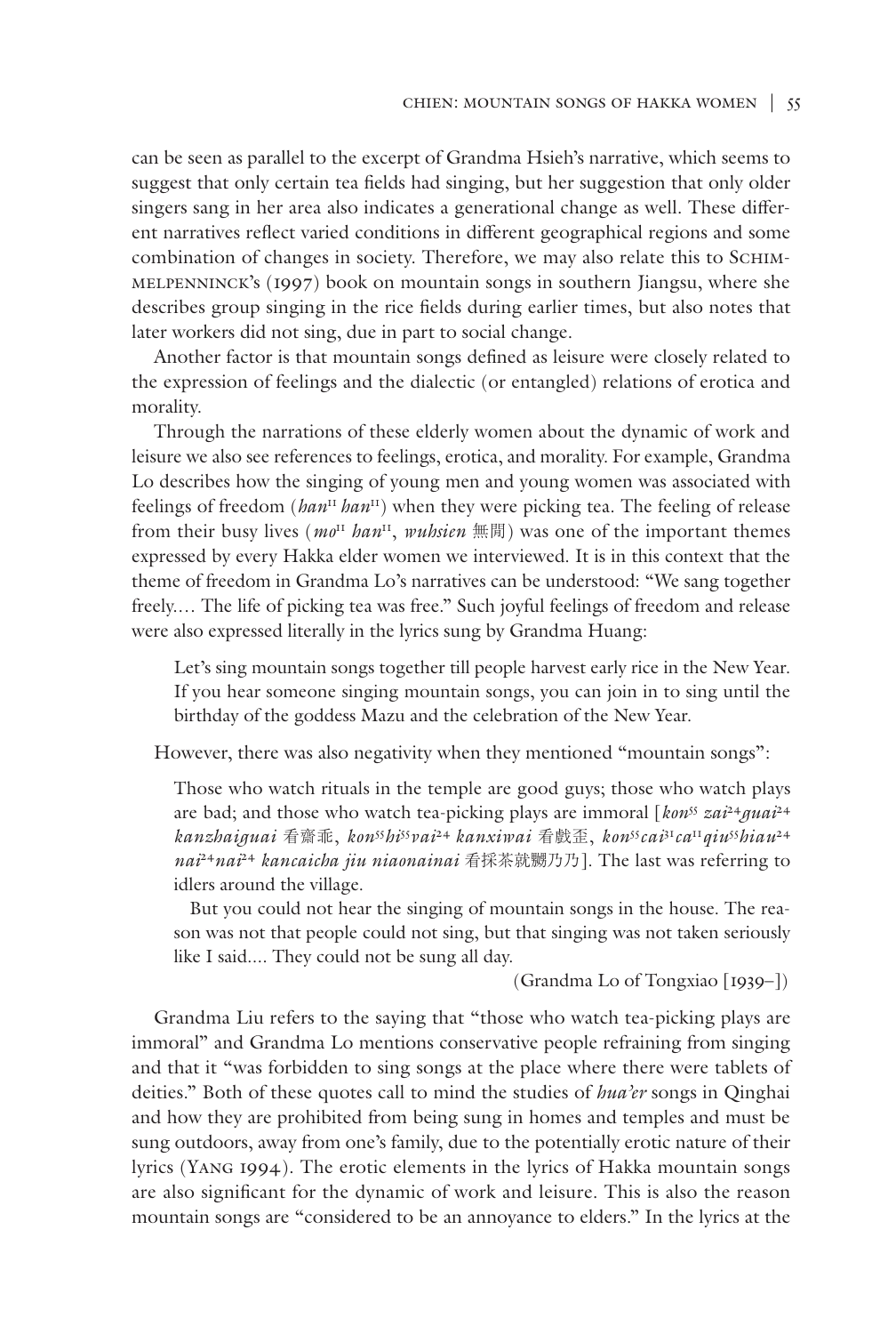can be seen as parallel to the excerpt of Grandma Hsieh's narrative, which seems to suggest that only certain tea fields had singing, but her suggestion that only older singers sang in her area also indicates a generational change as well. These different narratives reflect varied conditions in different geographical regions and some combination of changes in society. Therefore, we may also relate this to Schimmelpenninck's (1997) book on mountain songs in southern Jiangsu, where she describes group singing in the rice fields during earlier times, but also notes that later workers did not sing, due in part to social change.

Another factor is that mountain songs defined as leisure were closely related to the expression of feelings and the dialectic (or entangled) relations of erotica and morality.

Through the narrations of these elderly women about the dynamic of work and leisure we also see references to feelings, erotica, and morality. For example, Grandma Lo describes how the singing of young men and young women was associated with feelings of freedom (*han*[11] *han*[11]) when they were picking tea. The feeling of release from their busy lives (*mo*[11] *han*[11], *wuhsien* 無閒) was one of the important themes expressed by every Hakka elder women we interviewed. It is in this context that the theme of freedom in Grandma Lo's narratives can be understood: "We sang together freely.... The life of picking tea was free." Such joyful feelings of freedom and release were also expressed literally in the lyrics sung by Grandma Huang:

> Let's sing mountain songs together till people harvest early rice in the New Year. If you hear someone singing mountain songs, you can join in to sing until the birthday of the goddess Mazu and the celebration of the New Year.

However, there was also negativity when they mentioned "mountain songs":

> Those who watch rituals in the temple are good guys; those who watch plays are bad; and those who watch tea-picking plays are immoral [*kon*[55] *zai*[24]*guai*[24] *kanzhaiguai* 看齋乖, *kon*[55]*hi*[55]*vai*[24] *kanxiwai* 看戲歪, *kon*[55]*cai*[31]*ca*[11]*qiu*[55]*hiau*[24] *nai*[24]*nai*[24] *kancaicha jiu niaonainai* 看採茶就嬲乃乃]. The last was referring to idlers around the village.
>
> But you could not hear the singing of mountain songs in the house. The reason was not that people could not sing, but that singing was not taken seriously like I said.... They could not be sung all day.
>
> (Grandma Lo of Tongxiao [1939–])

Grandma Liu refers to the saying that "those who watch tea-picking plays are immoral" and Grandma Lo mentions conservative people refraining from singing and that it "was forbidden to sing songs at the place where there were tablets of deities." Both of these quotes call to mind the studies of *hua'er* songs in Qinghai and how they are prohibited from being sung in homes and temples and must be sung outdoors, away from one's family, due to the potentially erotic nature of their lyrics (Yang 1994). The erotic elements in the lyrics of Hakka mountain songs are also significant for the dynamic of work and leisure. This is also the reason mountain songs are "considered to be an annoyance to elders." In the lyrics at the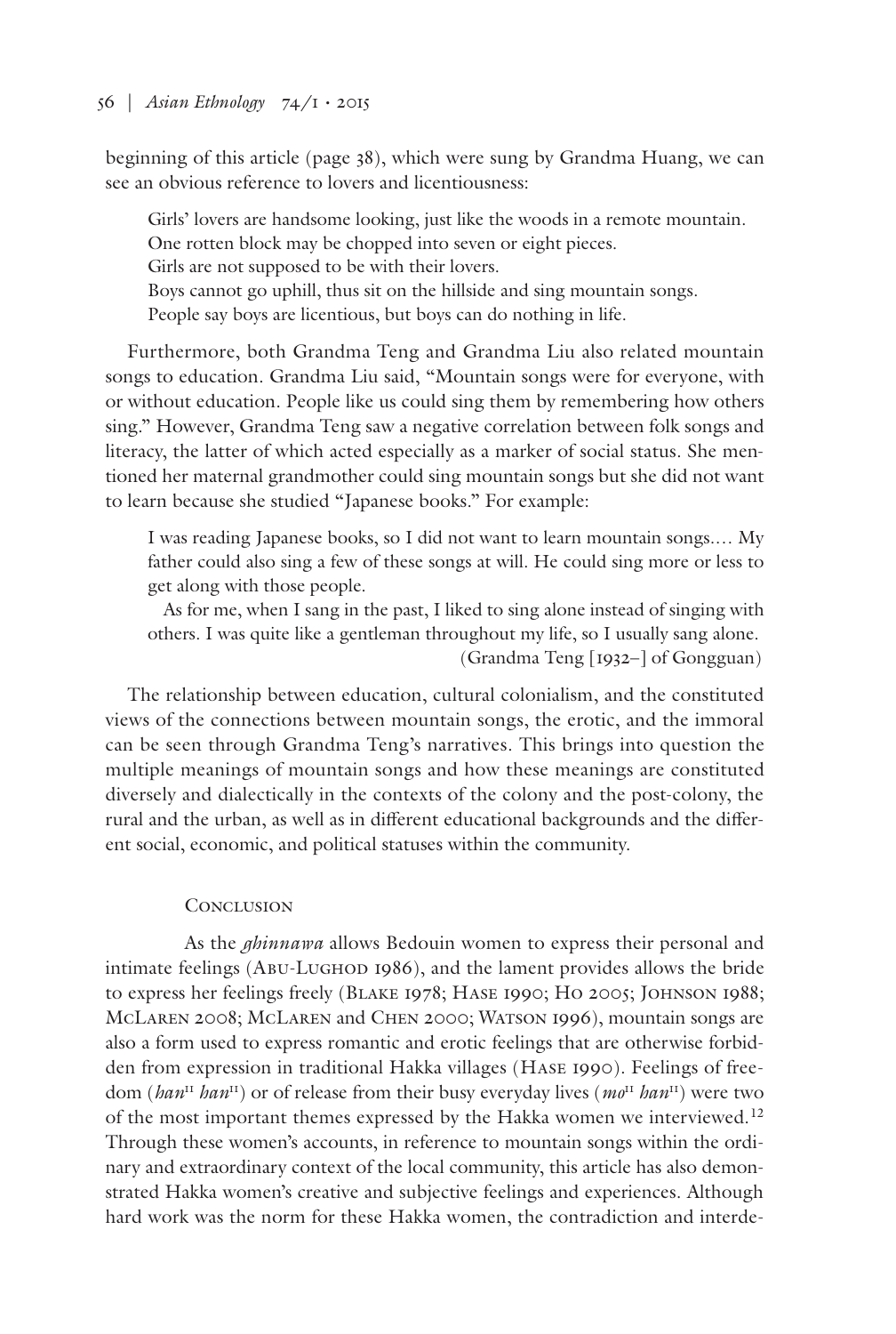beginning of this article (page 38), which were sung by Grandma Huang, we can see an obvious reference to lovers and licentiousness:

> Girls' lovers are handsome looking, just like the woods in a remote mountain.
> One rotten block may be chopped into seven or eight pieces.
> Girls are not supposed to be with their lovers.
> Boys cannot go uphill, thus sit on the hillside and sing mountain songs.
> People say boys are licentious, but boys can do nothing in life.

Furthermore, both Grandma Teng and Grandma Liu also related mountain songs to education. Grandma Liu said, "Mountain songs were for everyone, with or without education. People like us could sing them by remembering how others sing." However, Grandma Teng saw a negative correlation between folk songs and literacy, the latter of which acted especially as a marker of social status. She mentioned her maternal grandmother could sing mountain songs but she did not want to learn because she studied "Japanese books." For example:

> I was reading Japanese books, so I did not want to learn mountain songs.… My father could also sing a few of these songs at will. He could sing more or less to get along with those people.
>
> As for me, when I sang in the past, I liked to sing alone instead of singing with others. I was quite like a gentleman throughout my life, so I usually sang alone.
>
> (Grandma Teng [1932–] of Gongguan)

The relationship between education, cultural colonialism, and the constituted views of the connections between mountain songs, the erotic, and the immoral can be seen through Grandma Teng's narratives. This brings into question the multiple meanings of mountain songs and how these meanings are constituted diversely and dialectically in the contexts of the colony and the post-colony, the rural and the urban, as well as in different educational backgrounds and the different social, economic, and political statuses within the community.

## Conclusion

As the *ghinnawa* allows Bedouin women to express their personal and intimate feelings (Abu-Lughod 1986), and the lament provides allows the bride to express her feelings freely (Blake 1978; Hase 1990; Ho 2005; Johnson 1988; McLaren 2008; McLaren and Chen 2000; Watson 1996), mountain songs are also a form used to express romantic and erotic feelings that are otherwise forbidden from expression in traditional Hakka villages (Hase 1990). Feelings of freedom (*han*[11] *han*[11]) or of release from their busy everyday lives (*mo*[11] *han*[11]) were two of the most important themes expressed by the Hakka women we interviewed.[12] Through these women's accounts, in reference to mountain songs within the ordinary and extraordinary context of the local community, this article has also demonstrated Hakka women's creative and subjective feelings and experiences. Although hard work was the norm for these Hakka women, the contradiction and interde-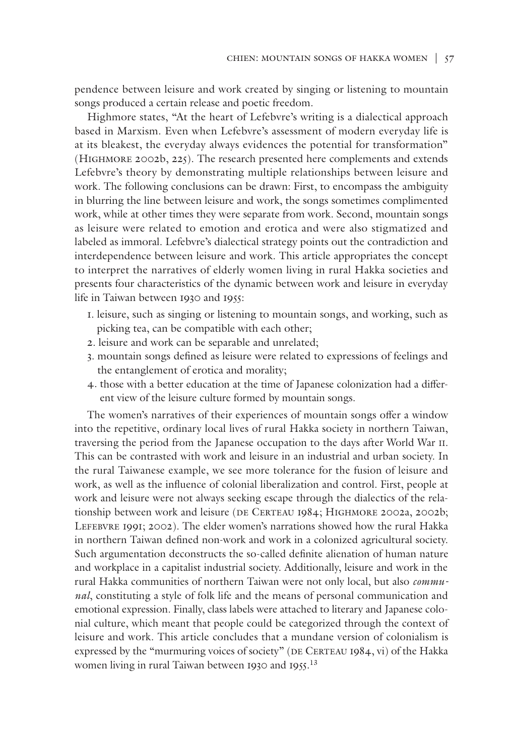pendence between leisure and work created by singing or listening to mountain songs produced a certain release and poetic freedom.

Highmore states, "At the heart of Lefebvre's writing is a dialectical approach based in Marxism. Even when Lefebvre's assessment of modern everyday life is at its bleakest, the everyday always evidences the potential for transformation" (Highmore 2002b, 225). The research presented here complements and extends Lefebvre's theory by demonstrating multiple relationships between leisure and work. The following conclusions can be drawn: First, to encompass the ambiguity in blurring the line between leisure and work, the songs sometimes complimented work, while at other times they were separate from work. Second, mountain songs as leisure were related to emotion and erotica and were also stigmatized and labeled as immoral. Lefebvre's dialectical strategy points out the contradiction and interdependence between leisure and work. This article appropriates the concept to interpret the narratives of elderly women living in rural Hakka societies and presents four characteristics of the dynamic between work and leisure in everyday life in Taiwan between 1930 and 1955:

1. leisure, such as singing or listening to mountain songs, and working, such as picking tea, can be compatible with each other;
2. leisure and work can be separable and unrelated;
3. mountain songs defined as leisure were related to expressions of feelings and the entanglement of erotica and morality;
4. those with a better education at the time of Japanese colonization had a different view of the leisure culture formed by mountain songs.

The women's narratives of their experiences of mountain songs offer a window into the repetitive, ordinary local lives of rural Hakka society in northern Taiwan, traversing the period from the Japanese occupation to the days after World War II. This can be contrasted with work and leisure in an industrial and urban society. In the rural Taiwanese example, we see more tolerance for the fusion of leisure and work, as well as the influence of colonial liberalization and control. First, people at work and leisure were not always seeking escape through the dialectics of the relationship between work and leisure (de Certeau 1984; Highmore 2002a, 2002b; Lefebvre 1991; 2002). The elder women's narrations showed how the rural Hakka in northern Taiwan defined non-work and work in a colonized agricultural society. Such argumentation deconstructs the so-called definite alienation of human nature and workplace in a capitalist industrial society. Additionally, leisure and work in the rural Hakka communities of northern Taiwan were not only local, but also *communal*, constituting a style of folk life and the means of personal communication and emotional expression. Finally, class labels were attached to literary and Japanese colonial culture, which meant that people could be categorized through the context of leisure and work. This article concludes that a mundane version of colonialism is expressed by the "murmuring voices of society" (de Certeau 1984, vi) of the Hakka women living in rural Taiwan between 1930 and 1955.[13]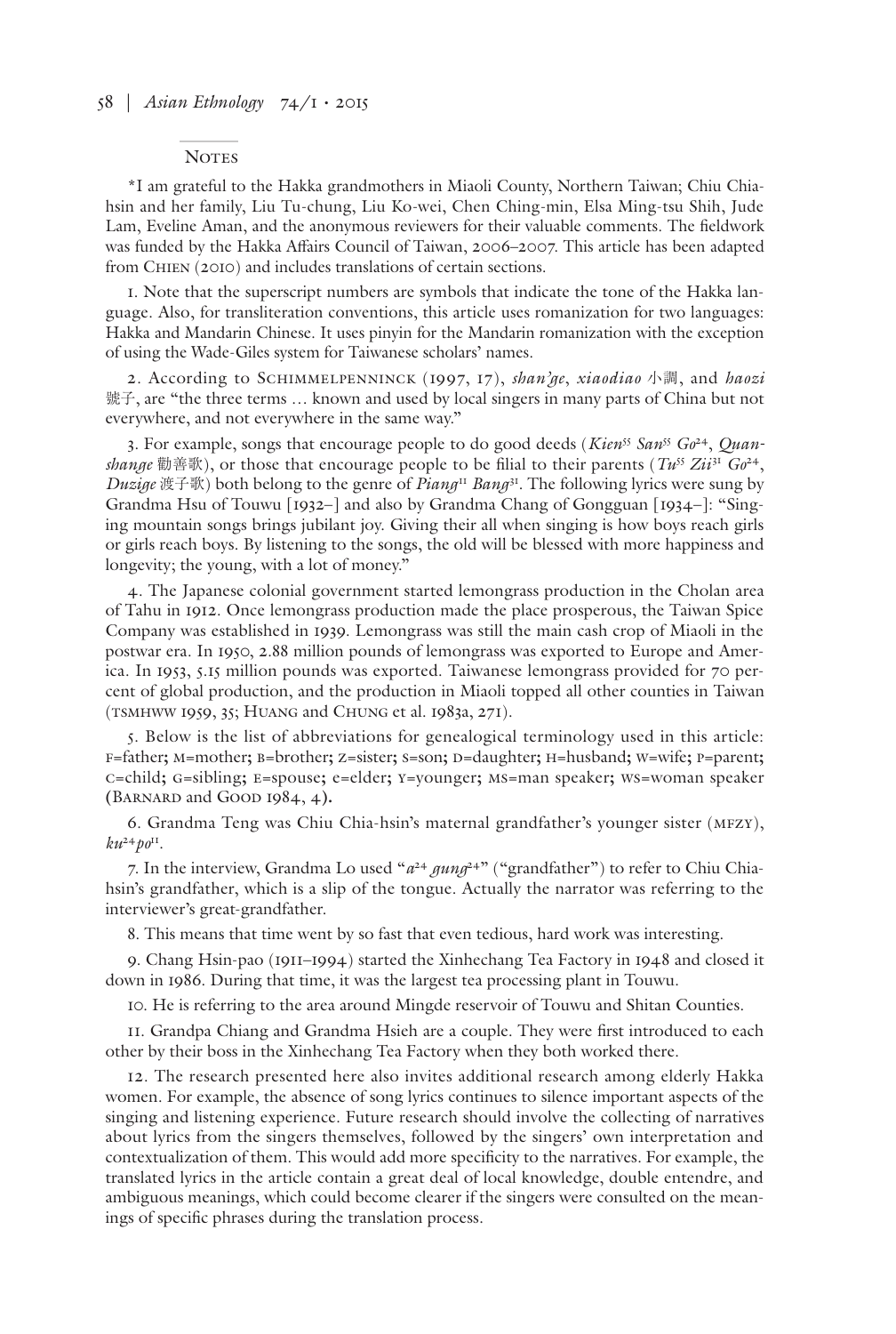## Notes

*I am grateful to the Hakka grandmothers in Miaoli County, Northern Taiwan; Chiu Chia-hsin and her family, Liu Tu-chung, Liu Ko-wei, Chen Ching-min, Elsa Ming-tsu Shih, Jude Lam, Eveline Aman, and the anonymous reviewers for their valuable comments. The fieldwork was funded by the Hakka Affairs Council of Taiwan, 2006–2007. This article has been adapted from Chien (2010) and includes translations of certain sections.

1. Note that the superscript numbers are symbols that indicate the tone of the Hakka language. Also, for transliteration conventions, this article uses romanization for two languages: Hakka and Mandarin Chinese. It uses pinyin for the Mandarin romanization with the exception of using the Wade-Giles system for Taiwanese scholars' names.

2. According to Schimmelpenninck (1997, 17), *shan'ge*, *xiaodiao* 小調, and *haozi* 號子, are "the three terms … known and used by local singers in many parts of China but not everywhere, and not everywhere in the same way."

3. For example, songs that encourage people to do good deeds (*Kien$^{55}$ San$^{55}$ Go$^{24}$*, *Quanshange* 勸善歌), or those that encourage people to be filial to their parents (*Tu$^{55}$ Zii$^{31}$ Go$^{24}$*, *Duzige* 渡子歌) both belong to the genre of *Piang$^{11}$ Bang$^{31}$*. The following lyrics were sung by Grandma Hsu of Touwu [1932–] and also by Grandma Chang of Gongguan [1934–]: "Singing mountain songs brings jubilant joy. Giving their all when singing is how boys reach girls or girls reach boys. By listening to the songs, the old will be blessed with more happiness and longevity; the young, with a lot of money."

4. The Japanese colonial government started lemongrass production in the Cholan area of Tahu in 1912. Once lemongrass production made the place prosperous, the Taiwan Spice Company was established in 1939. Lemongrass was still the main cash crop of Miaoli in the postwar era. In 1950, 2.88 million pounds of lemongrass was exported to Europe and America. In 1953, 5.15 million pounds was exported. Taiwanese lemongrass provided for 70 percent of global production, and the production in Miaoli topped all other counties in Taiwan (TSMHWW 1959, 35; Huang and Chung et al. 1983a, 271).

5. Below is the list of abbreviations for genealogical terminology used in this article: F=father; M=mother; B=brother; Z=sister; S=son; D=daughter; H=husband; W=wife; P=parent; C=child; G=sibling; E=spouse; e=elder; Y=younger; MS=man speaker; WS=woman speaker (Barnard and Good 1984, 4).

6. Grandma Teng was Chiu Chia-hsin's maternal grandfather's younger sister (MFZY), *ku$^{24}$po$^{11}$*.

7. In the interview, Grandma Lo used "*a$^{24}$ gung$^{24}$*" ("grandfather") to refer to Chiu Chia-hsin's grandfather, which is a slip of the tongue. Actually the narrator was referring to the interviewer's great-grandfather.

8. This means that time went by so fast that even tedious, hard work was interesting.

9. Chang Hsin-pao (1911–1994) started the Xinhechang Tea Factory in 1948 and closed it down in 1986. During that time, it was the largest tea processing plant in Touwu.

10. He is referring to the area around Mingde reservoir of Touwu and Shitan Counties.

11. Grandpa Chiang and Grandma Hsieh are a couple. They were first introduced to each other by their boss in the Xinhechang Tea Factory when they both worked there.

12. The research presented here also invites additional research among elderly Hakka women. For example, the absence of song lyrics continues to silence important aspects of the singing and listening experience. Future research should involve the collecting of narratives about lyrics from the singers themselves, followed by the singers' own interpretation and contextualization of them. This would add more specificity to the narratives. For example, the translated lyrics in the article contain a great deal of local knowledge, double entendre, and ambiguous meanings, which could become clearer if the singers were consulted on the meanings of specific phrases during the translation process.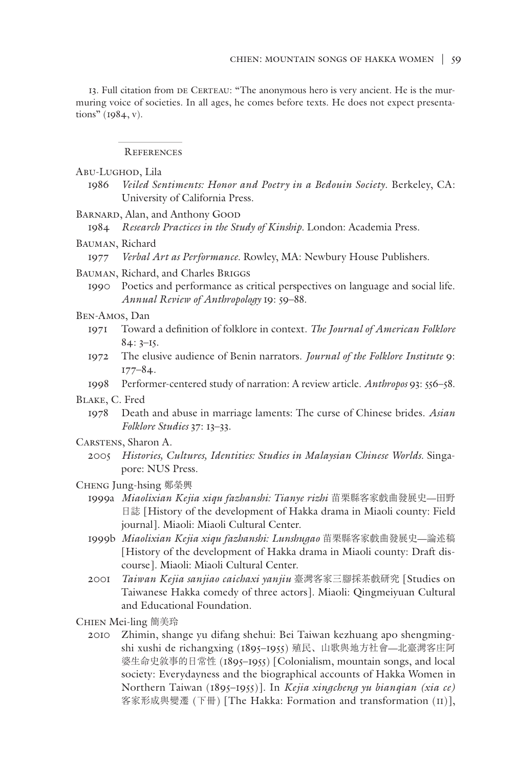13. Full citation from de Certeau: "The anonymous hero is very ancient. He is the murmuring voice of societies. In all ages, he comes before texts. He does not expect presentations" (1984, v).

## References

Abu-Lughod, Lila

1986 *Veiled Sentiments: Honor and Poetry in a Bedouin Society*. Berkeley, CA: University of California Press.

Barnard, Alan, and Anthony Good

1984 *Research Practices in the Study of Kinship*. London: Academia Press.

Bauman, Richard

1977 *Verbal Art as Performance*. Rowley, MA: Newbury House Publishers.

Bauman, Richard, and Charles Briggs

1990 Poetics and performance as critical perspectives on language and social life. *Annual Review of Anthropology* 19: 59–88.

Ben-Amos, Dan

1971 Toward a definition of folklore in context. *The Journal of American Folklore* 84: 3–15.

1972 The elusive audience of Benin narrators. *Journal of the Folklore Institute* 9: 177–84.

1998 Performer-centered study of narration: A review article. *Anthropos* 93: 556–58.

Blake, C. Fred

1978 Death and abuse in marriage laments: The curse of Chinese brides. *Asian Folklore Studies* 37: 13–33.

Carstens, Sharon A.

2005 *Histories, Cultures, Identities: Studies in Malaysian Chinese Worlds*. Singapore: NUS Press.

Cheng Jung-hsing 鄭榮興

1999a *Miaolixian Kejia xiqu fazhanshi: Tianye rizhi* 苗栗縣客家戲曲發展史—田野日誌 [History of the development of Hakka drama in Miaoli county: Field journal]. Miaoli: Miaoli Cultural Center.

1999b *Miaolixian Kejia xiqu fazhanshi: Lunshugao* 苗栗縣客家戲曲發展史—論述稿 [History of the development of Hakka drama in Miaoli county: Draft discourse]. Miaoli: Miaoli Cultural Center.

2001 *Taiwan Kejia sanjiao caichaxi yanjiu* 臺灣客家三腳採茶戲研究 [Studies on Taiwanese Hakka comedy of three actors]. Miaoli: Qingmeiyuan Cultural and Educational Foundation.

Chien Mei-ling 簡美玲

2010 Zhimin, shange yu difang shehui: Bei Taiwan kezhuang apo shengmingshi xushi de richangxing (1895–1955) 殖民、山歌與地方社會—北臺灣客庄阿婆生命史敘事的日常性 (1895–1955) [Colonialism, mountain songs, and local society: Everydayness and the biographical accounts of Hakka Women in Northern Taiwan (1895–1955)]. In *Kejia xingcheng yu bianqian (xia ce)* 客家形成與變遷 (下冊) [The Hakka: Formation and transformation (II)],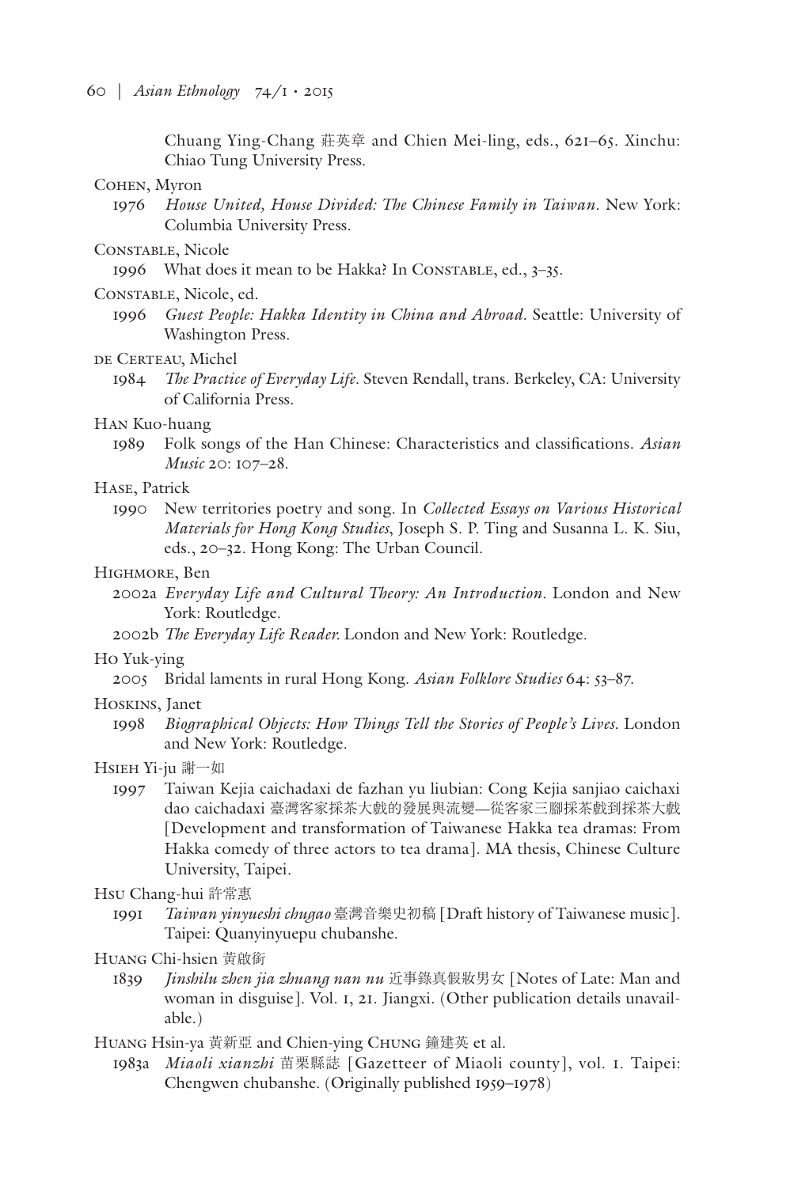Chuang Ying-Chang 莊英章 and Chien Mei-ling, eds., 621–65. Xinchu: Chiao Tung University Press.

Cohen, Myron

1976 *House United, House Divided: The Chinese Family in Taiwan*. New York: Columbia University Press.

Constable, Nicole

1996 What does it mean to be Hakka? In Constable, ed., 3–35.

Constable, Nicole, ed.

1996 *Guest People: Hakka Identity in China and Abroad*. Seattle: University of Washington Press.

de Certeau, Michel

1984 *The Practice of Everyday Life*. Steven Rendall, trans. Berkeley, CA: University of California Press.

Han Kuo-huang

1989 Folk songs of the Han Chinese: Characteristics and classifications. *Asian Music* 20: 107–28.

Hase, Patrick

1990 New territories poetry and song. In *Collected Essays on Various Historical Materials for Hong Kong Studies*, Joseph S. P. Ting and Susanna L. K. Siu, eds., 20–32. Hong Kong: The Urban Council.

Highmore, Ben

2002a *Everyday Life and Cultural Theory: An Introduction*. London and New York: Routledge.

2002b *The Everyday Life Reader*. London and New York: Routledge.

Ho Yuk-ying

2005 Bridal laments in rural Hong Kong. *Asian Folklore Studies* 64: 53–87.

Hoskins, Janet

1998 *Biographical Objects: How Things Tell the Stories of People's Lives*. London and New York: Routledge.

Hsieh Yi-ju 謝一如

1997 Taiwan Kejia caichadaxi de fazhan yu liubian: Cong Kejia sanjiao caichaxi dao caichadaxi 臺灣客家採茶大戲的發展與流變—從客家三腳採茶戲到採茶大戲 [Development and transformation of Taiwanese Hakka tea dramas: From Hakka comedy of three actors to tea drama]. MA thesis, Chinese Culture University, Taipei.

Hsu Chang-hui 許常惠

1991 *Taiwan yinyueshi chugao* 臺灣音樂史初稿 [Draft history of Taiwanese music]. Taipei: Quanyinyuepu chubanshe.

Huang Chi-hsien 黃啟銜

1839 *Jinshilu zhen jia zhuang nan nu* 近事錄真假妝男女 [Notes of Late: Man and woman in disguise]. Vol. 1, 21. Jiangxi. (Other publication details unavailable.)

Huang Hsin-ya 黃新亞 and Chien-ying Chung 鐘建英 et al.

1983a *Miaoli xianzhi* 苗栗縣誌 [Gazetteer of Miaoli county], vol. 1. Taipei: Chengwen chubanshe. (Originally published 1959–1978)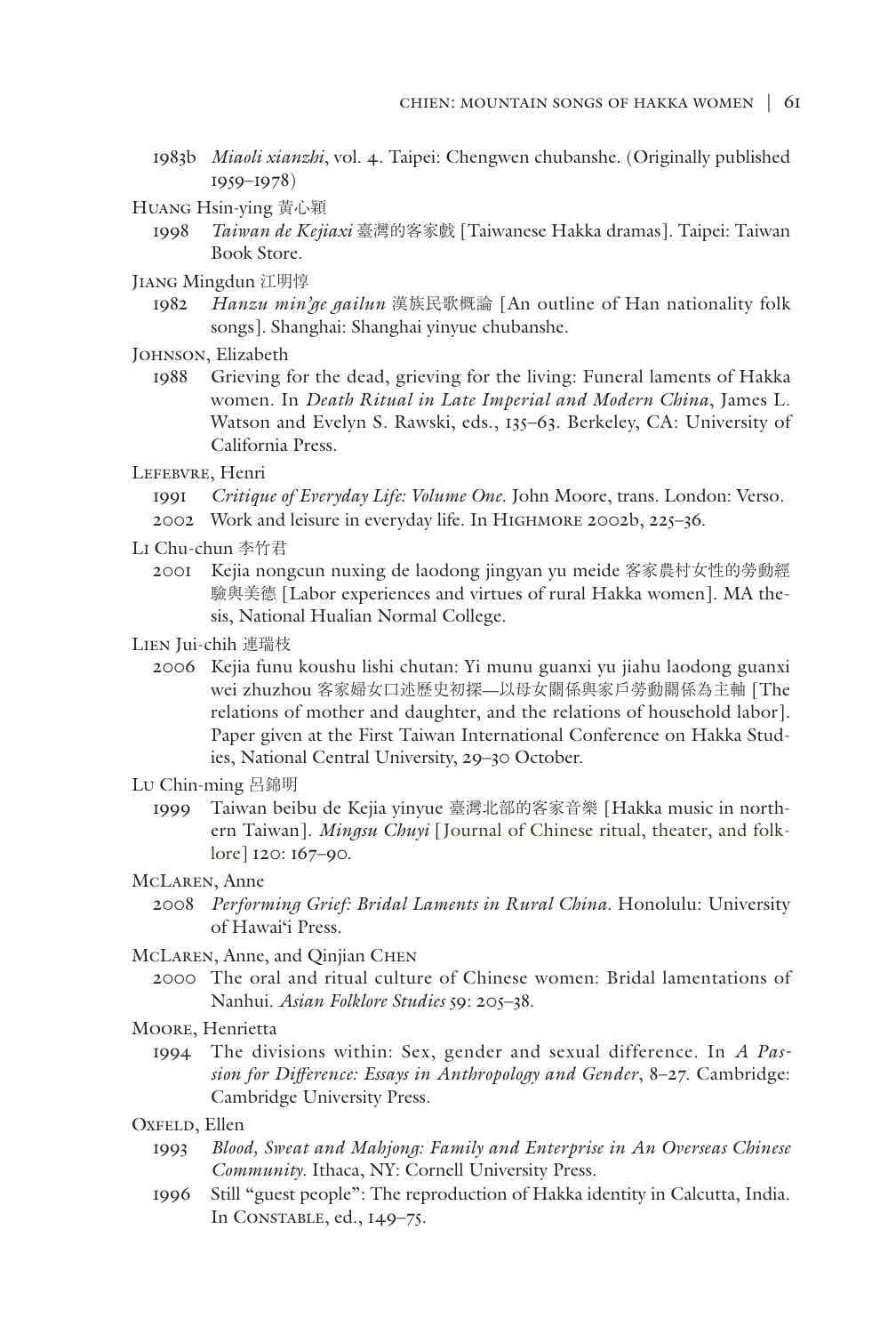1983b *Miaoli xianzhi*, vol. 4. Taipei: Chengwen chubanshe. (Originally published 1959–1978)

Huang Hsin-ying 黃心穎

1998 *Taiwan de Kejiaxi* 臺灣的客家戲 [Taiwanese Hakka dramas]. Taipei: Taiwan Book Store.

Jiang Mingdun 江明惇

1982 *Hanzu min'ge gailun* 漢族民歌概論 [An outline of Han nationality folk songs]. Shanghai: Shanghai yinyue chubanshe.

Johnson, Elizabeth

1988 Grieving for the dead, grieving for the living: Funeral laments of Hakka women. In *Death Ritual in Late Imperial and Modern China*, James L. Watson and Evelyn S. Rawski, eds., 135–63. Berkeley, CA: University of California Press.

Lefebvre, Henri

1991 *Critique of Everyday Life: Volume One*. John Moore, trans. London: Verso.

2002 Work and leisure in everyday life. In Highmore 2002b, 225–36.

Li Chu-chun 李竹君

2001 Kejia nongcun nuxing de laodong jingyan yu meide 客家農村女性的勞動經驗與美德 [Labor experiences and virtues of rural Hakka women]. MA thesis, National Hualian Normal College.

Lien Jui-chih 連瑞枝

2006 Kejia funu koushu lishi chutan: Yi munu guanxi yu jiahu laodong guanxi wei zhuzhou 客家婦女口述歷史初探—以母女關係與家戶勞動關係為主軸 [The relations of mother and daughter, and the relations of household labor]. Paper given at the First Taiwan International Conference on Hakka Studies, National Central University, 29–30 October.

Lu Chin-ming 呂錦明

1999 Taiwan beibu de Kejia yinyue 臺灣北部的客家音樂 [Hakka music in northern Taiwan]. *Mingsu Chuyi* [Journal of Chinese ritual, theater, and folklore] 120: 167–90.

McLaren, Anne

2008 *Performing Grief: Bridal Laments in Rural China*. Honolulu: University of Hawai'i Press.

McLaren, Anne, and Qinjian Chen

2000 The oral and ritual culture of Chinese women: Bridal lamentations of Nanhui. *Asian Folklore Studies* 59: 205–38.

Moore, Henrietta

1994 The divisions within: Sex, gender and sexual difference. In *A Passion for Difference: Essays in Anthropology and Gender*, 8–27. Cambridge: Cambridge University Press.

Oxfeld, Ellen

1993 *Blood, Sweat and Mahjong: Family and Enterprise in An Overseas Chinese Community*. Ithaca, NY: Cornell University Press.

1996 Still "guest people": The reproduction of Hakka identity in Calcutta, India. In Constable, ed., 149–75.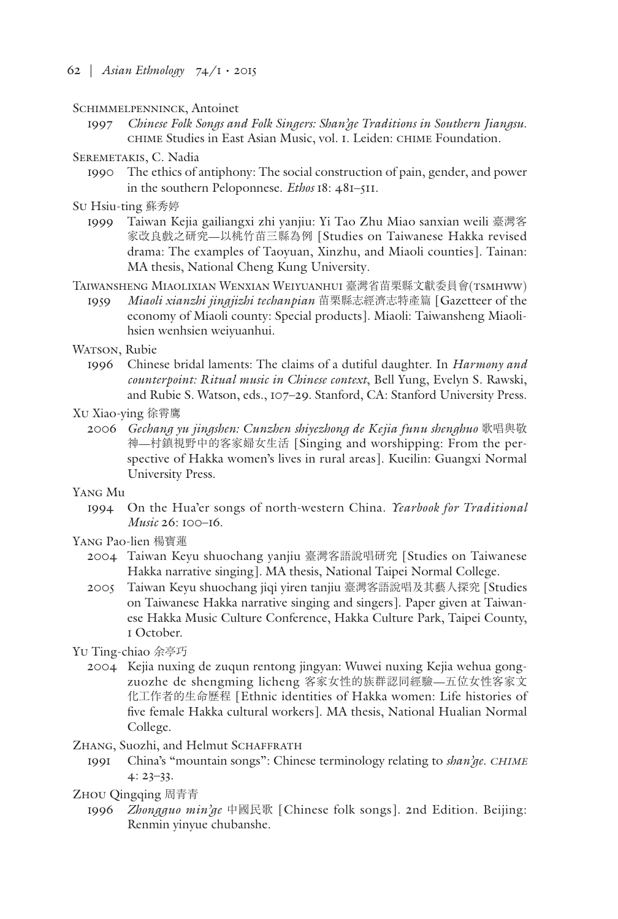Schimmelpenninck, Antoinet

1997 *Chinese Folk Songs and Folk Singers: Shan'ge Traditions in Southern Jiangsu*. CHIME Studies in East Asian Music, vol. 1. Leiden: CHIME Foundation.

Seremetakis, C. Nadia

1990 The ethics of antiphony: The social construction of pain, gender, and power in the southern Peloponnese. *Ethos* 18: 481–511.

Su Hsiu-ting 蘇秀婷

1999 Taiwan Kejia gailiangxi zhi yanjiu: Yi Tao Zhu Miao sanxian weili 臺灣客家改良戲之研究—以桃竹苗三縣為例 [Studies on Taiwanese Hakka revised drama: The examples of Taoyuan, Xinzhu, and Miaoli counties]. Tainan: MA thesis, National Cheng Kung University.

Taiwansheng Miaolixian Wenxian Weiyuanhui 臺灣省苗栗縣文獻委員會(TSMHWW)

1959 *Miaoli xianzhi jingjizhi techanpian* 苗栗縣志經濟志特產篇 [Gazetteer of the economy of Miaoli county: Special products]. Miaoli: Taiwansheng Miaoli-hsien wenhsien weiyuanhui.

Watson, Rubie

1996 Chinese bridal laments: The claims of a dutiful daughter. In *Harmony and counterpoint: Ritual music in Chinese context*, Bell Yung, Evelyn S. Rawski, and Rubie S. Watson, eds., 107–29. Stanford, CA: Stanford University Press.

Xu Xiao-ying 徐霄鷹

2006 *Gechang yu jingshen: Cunzhen shiyezhong de Kejia funu shenghuo* 歌唱與敬神—村鎮視野中的客家婦女生活 [Singing and worshipping: From the perspective of Hakka women's lives in rural areas]. Kueilin: Guangxi Normal University Press.

Yang Mu

1994 On the Hua'er songs of north-western China. *Yearbook for Traditional Music* 26: 100–16.

Yang Pao-lien 楊寶蓮

2004 Taiwan Keyu shuochang yanjiu 臺灣客語說唱研究 [Studies on Taiwanese Hakka narrative singing]. MA thesis, National Taipei Normal College.

2005 Taiwan Keyu shuochang jiqi yiren tanjiu 臺灣客語說唱及其藝人探究 [Studies on Taiwanese Hakka narrative singing and singers]. Paper given at Taiwanese Hakka Music Culture Conference, Hakka Culture Park, Taipei County, 1 October.

Yu Ting-chiao 余亭巧

2004 Kejia nuxing de zuqun rentong jingyan: Wuwei nuxing Kejia wehua gongzuozhe de shengming licheng 客家女性的族群認同經驗—五位女性客家文化工作者的生命歷程 [Ethnic identities of Hakka women: Life histories of five female Hakka cultural workers]. MA thesis, National Hualian Normal College.

Zhang, Suozhi, and Helmut Schaffrath

1991 China's "mountain songs": Chinese terminology relating to *shan'ge*. *CHIME* 4: 23–33.

Zhou Qingqing 周青青

1996 *Zhongguo min'ge* 中國民歌 [Chinese folk songs]. 2nd Edition. Beijing: Renmin yinyue chubanshe.